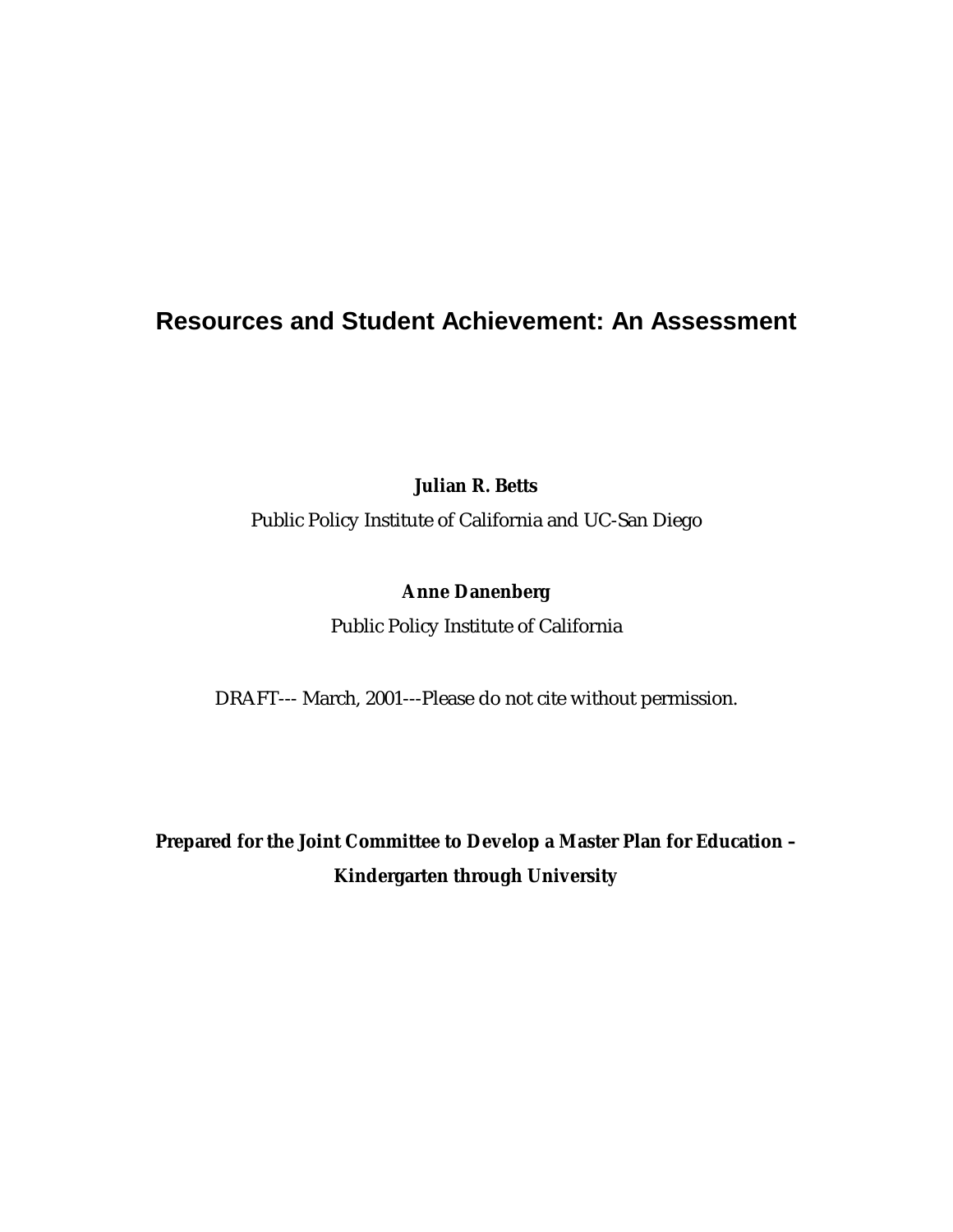# Resources and Student Achievement: An Assessment

**Julian R. Betts**

Public Policy Institute of California and UC-San Diego

**Anne Danenberg**

Public Policy Institute of California

DRAFT--- March, 2001---Please do not cite without permission.

**Prepared for the Joint Committee to Develop a Master Plan for Education – Kindergarten through University**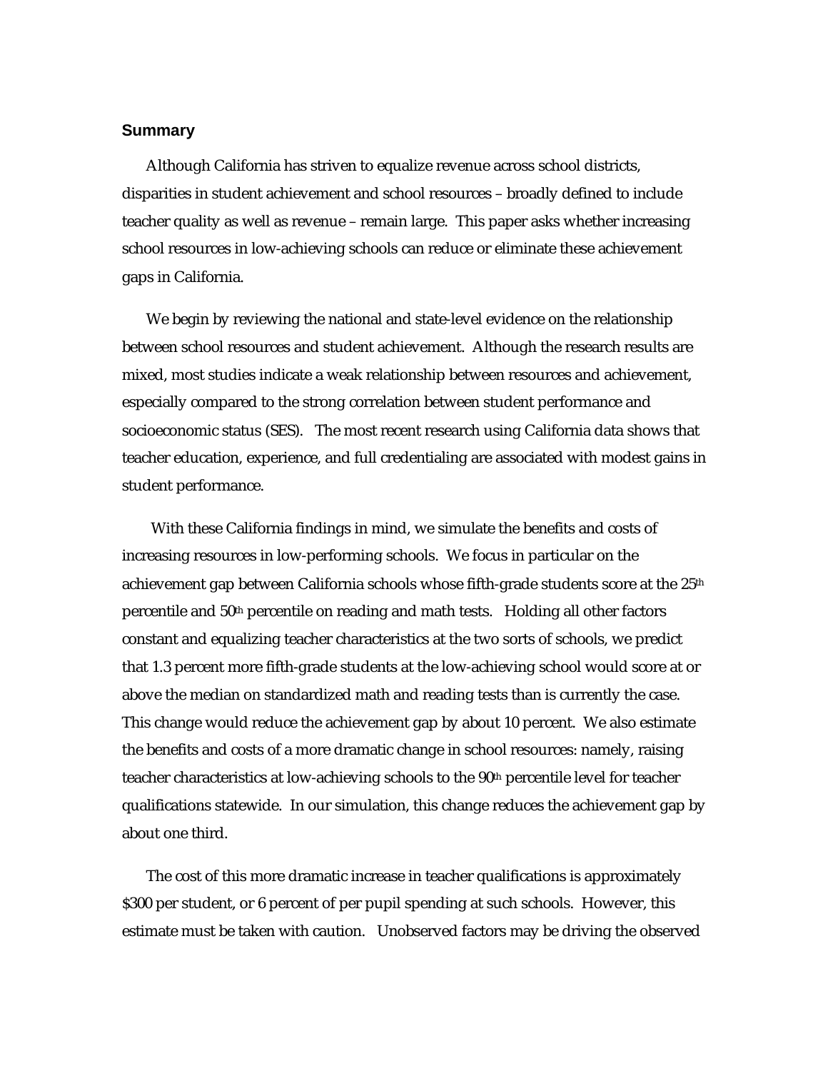## Summary

Although California has striven to equalize revenue across school districts, disparities in student achievement and school resources – broadly defined to include teacher quality as well as revenue – remain large. This paper asks whether increasing school resources in low-achieving schools can reduce or eliminate these achievement gaps in California.

We begin by reviewing the national and state-level evidence on the relationship between school resources and student achievement. Although the research results are mixed, most studies indicate a weak relationship between resources and achievement, especially compared to the strong correlation between student performance and socioeconomic status (SES). The most recent research using California data shows that teacher education, experience, and full credentialing are associated with modest gains in student performance.

With these California findings in mind, we simulate the benefits and costs of increasing resources in low-performing schools. We focus in particular on the achievement gap between California schools whose fifth-grade students score at the 25th percentile and 50th percentile on reading and math tests. Holding all other factors constant and equalizing teacher characteristics at the two sorts of schools, we predict that 1.3 percent more fifth-grade students at the low-achieving school would score at or above the median on standardized math and reading tests than is currently the case. This change would reduce the achievement gap by about 10 percent. We also estimate the benefits and costs of a more dramatic change in school resources: namely, raising teacher characteristics at low-achieving schools to the 90th percentile level for teacher qualifications statewide. In our simulation, this change reduces the achievement gap by about one third.

The cost of this more dramatic increase in teacher qualifications is approximately $300 per student, or 6 percent of per pupil spending at such schools. However, this estimate must be taken with caution. Unobserved factors may be driving the observed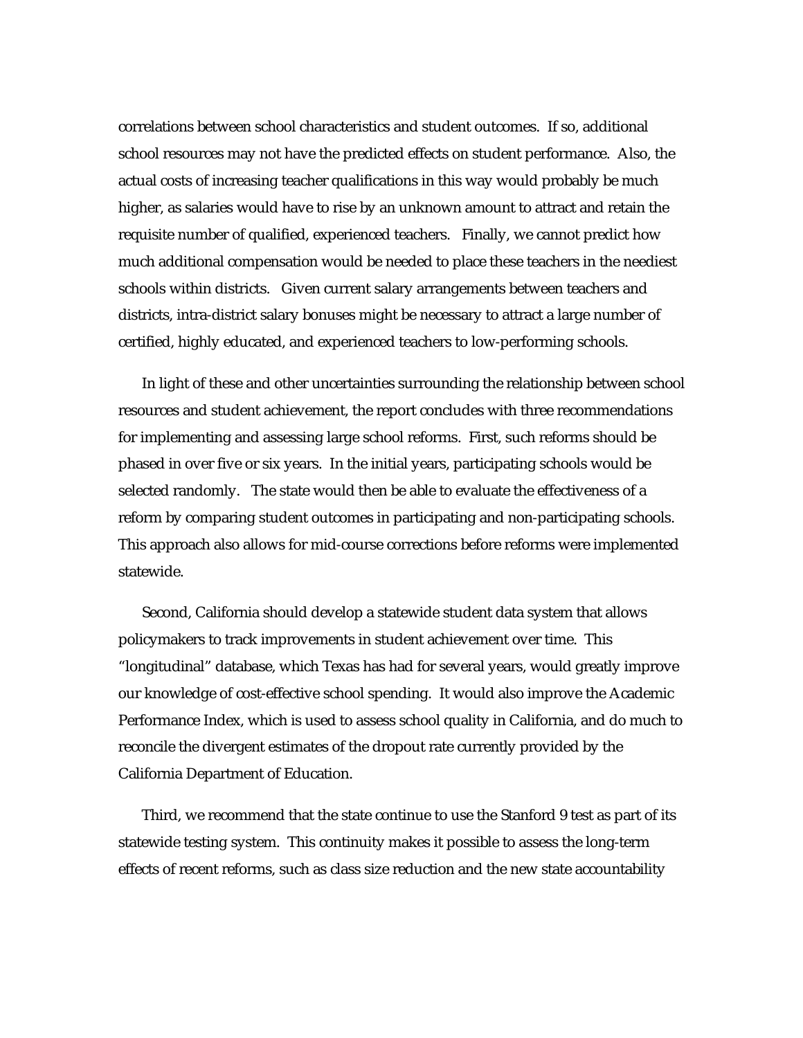correlations between school characteristics and student outcomes. If so, additional school resources may not have the predicted effects on student performance. Also, the actual costs of increasing teacher qualifications in this way would probably be much higher, as salaries would have to rise by an unknown amount to attract and retain the requisite number of qualified, experienced teachers. Finally, we cannot predict how much additional compensation would be needed to place these teachers in the neediest schools within districts. Given current salary arrangements between teachers and districts, intra-district salary bonuses might be necessary to attract a large number of certified, highly educated, and experienced teachers to low-performing schools.

In light of these and other uncertainties surrounding the relationship between school resources and student achievement, the report concludes with three recommendations for implementing and assessing large school reforms. First, such reforms should be phased in over five or six years. In the initial years, participating schools would be selected randomly. The state would then be able to evaluate the effectiveness of a reform by comparing student outcomes in participating and non-participating schools. This approach also allows for mid-course corrections before reforms were implemented statewide.

Second, California should develop a statewide student data system that allows policymakers to track improvements in student achievement over time. This "longitudinal" database, which Texas has had for several years, would greatly improve our knowledge of cost-effective school spending. It would also improve the Academic Performance Index, which is used to assess school quality in California, and do much to reconcile the divergent estimates of the dropout rate currently provided by the California Department of Education.

Third, we recommend that the state continue to use the Stanford 9 test as part of its statewide testing system. This continuity makes it possible to assess the long-term effects of recent reforms, such as class size reduction and the new state accountability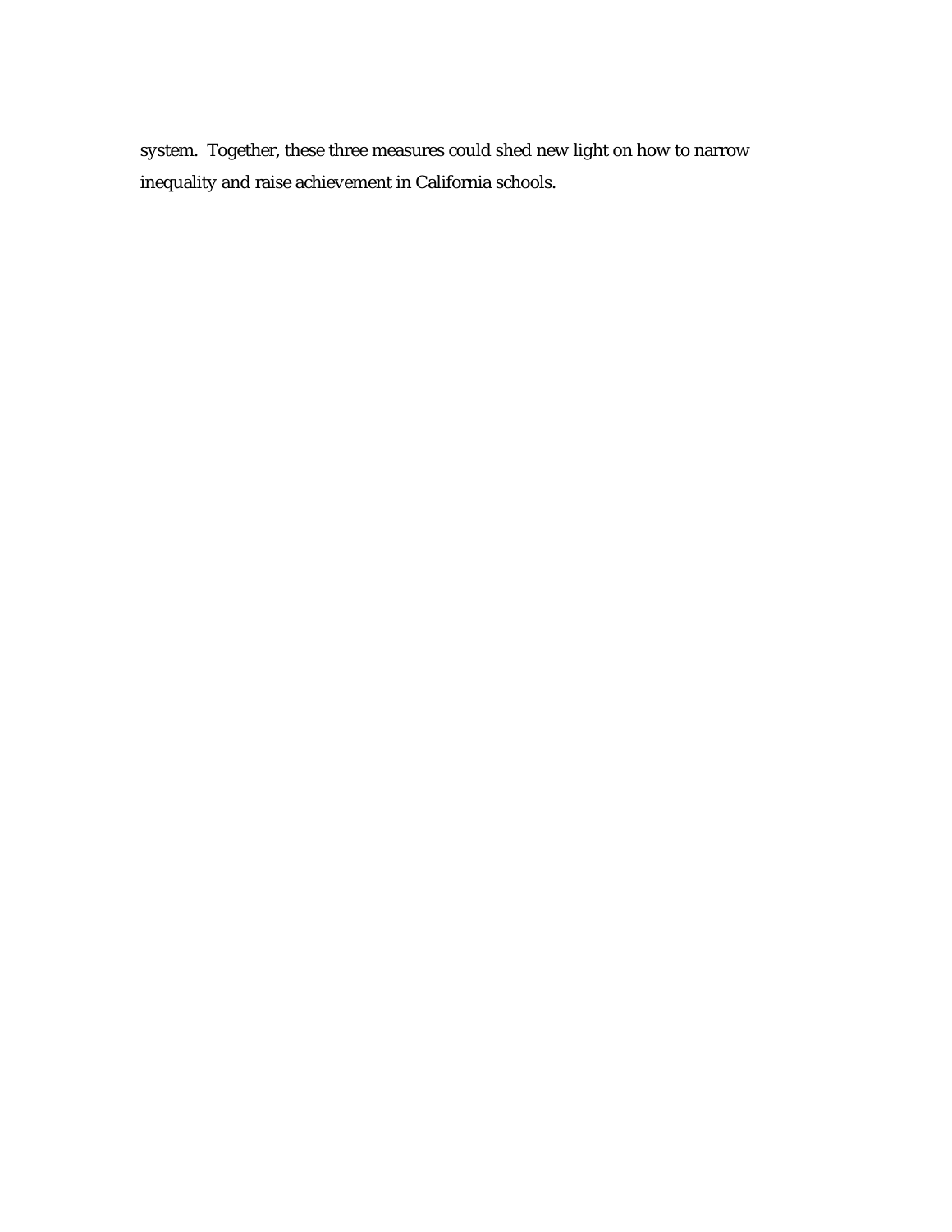system. Together, these three measures could shed new light on how to narrow inequality and raise achievement in California schools.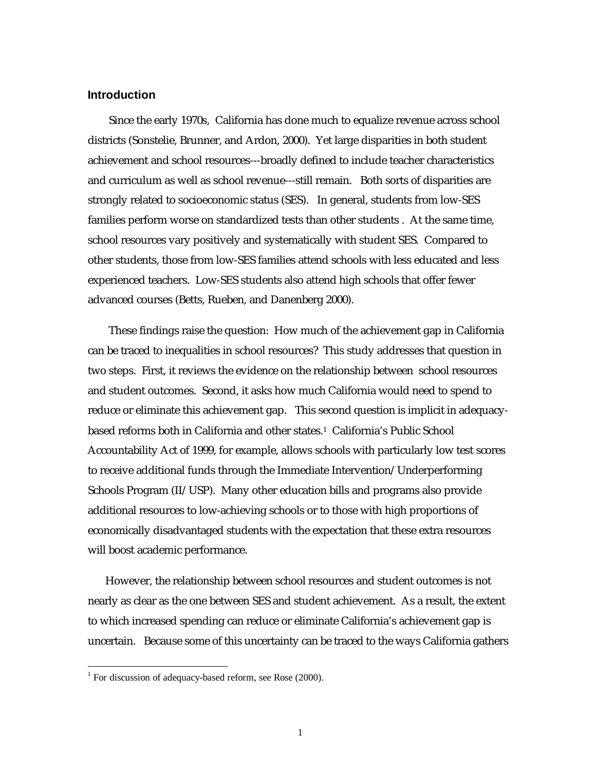## Introduction

Since the early 1970s, California has done much to equalize revenue across school districts (Sonstelie, Brunner, and Ardon, 2000). Yet large disparities in both student achievement and school resources---broadly defined to include teacher characteristics and curriculum as well as school revenue---still remain. Both sorts of disparities are strongly related to socioeconomic status (SES). In general, students from low-SES families perform worse on standardized tests than other students . At the same time, school resources vary positively and systematically with student SES. Compared to other students, those from low-SES families attend schools with less educated and less experienced teachers. Low-SES students also attend high schools that offer fewer advanced courses (Betts, Rueben, and Danenberg 2000).

These findings raise the question: How much of the achievement gap in California can be traced to inequalities in school resources? This study addresses that question in two steps. First, it reviews the evidence on the relationship between school resources and student outcomes. Second, it asks how much California would need to spend to reduce or eliminate this achievement gap. This second question is implicit in adequacy-based reforms both in California and other states.[1] California's Public School Accountability Act of 1999, for example, allows schools with particularly low test scores to receive additional funds through the Immediate Intervention/Underperforming Schools Program (II/USP). Many other education bills and programs also provide additional resources to low-achieving schools or to those with high proportions of economically disadvantaged students with the expectation that these extra resources will boost academic performance.

However, the relationship between school resources and student outcomes is not nearly as clear as the one between SES and student achievement. As a result, the extent to which increased spending can reduce or eliminate California's achievement gap is uncertain. Because some of this uncertainty can be traced to the ways California gathers

[1] For discussion of adequacy-based reform, see Rose (2000).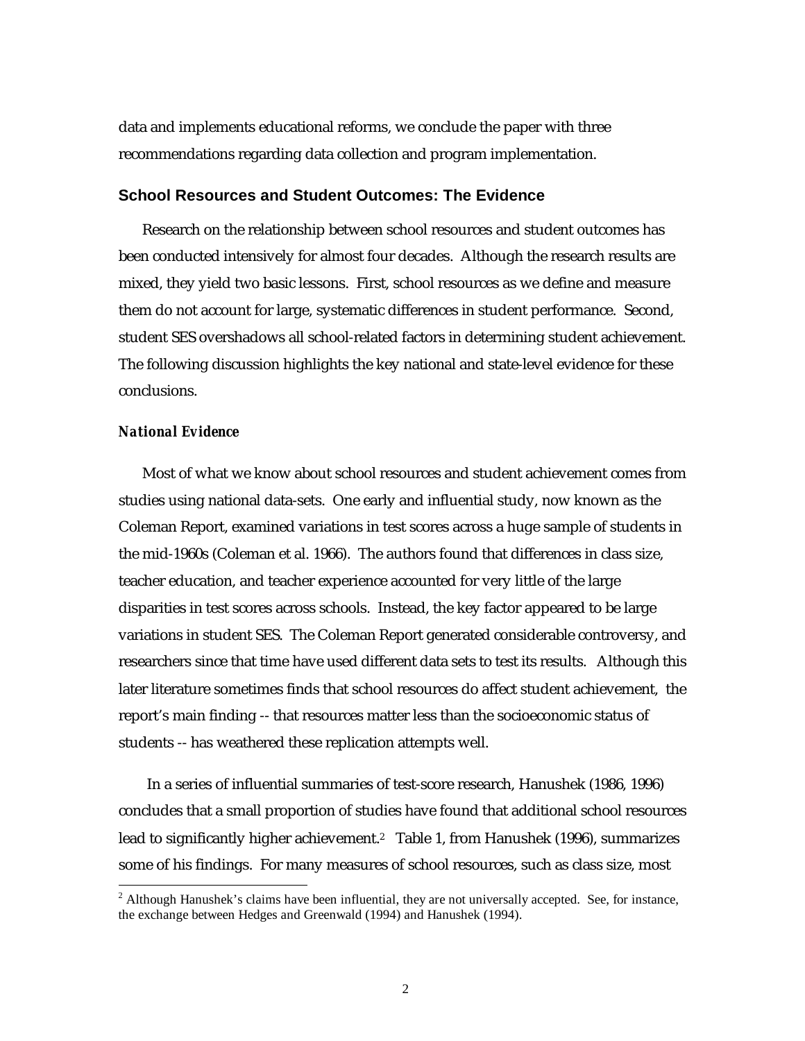data and implements educational reforms, we conclude the paper with three recommendations regarding data collection and program implementation.

## School Resources and Student Outcomes: The Evidence

Research on the relationship between school resources and student outcomes has been conducted intensively for almost four decades. Although the research results are mixed, they yield two basic lessons. First, school resources as we define and measure them do not account for large, systematic differences in student performance. Second, student SES overshadows all school-related factors in determining student achievement. The following discussion highlights the key national and state-level evidence for these conclusions.

### *National Evidence*

Most of what we know about school resources and student achievement comes from studies using national data-sets. One early and influential study, now known as the Coleman Report, examined variations in test scores across a huge sample of students in the mid-1960s (Coleman et al. 1966). The authors found that differences in class size, teacher education, and teacher experience accounted for very little of the large disparities in test scores across schools. Instead, the key factor appeared to be large variations in student SES. The Coleman Report generated considerable controversy, and researchers since that time have used different data sets to test its results. Although this later literature sometimes finds that school resources do affect student achievement, the report's main finding -- that resources matter less than the socioeconomic status of students -- has weathered these replication attempts well.

In a series of influential summaries of test-score research, Hanushek (1986, 1996) concludes that a small proportion of studies have found that additional school resources lead to significantly higher achievement.[2] Table 1, from Hanushek (1996), summarizes some of his findings. For many measures of school resources, such as class size, most

[2] Although Hanushek's claims have been influential, they are not universally accepted. See, for instance, the exchange between Hedges and Greenwald (1994) and Hanushek (1994).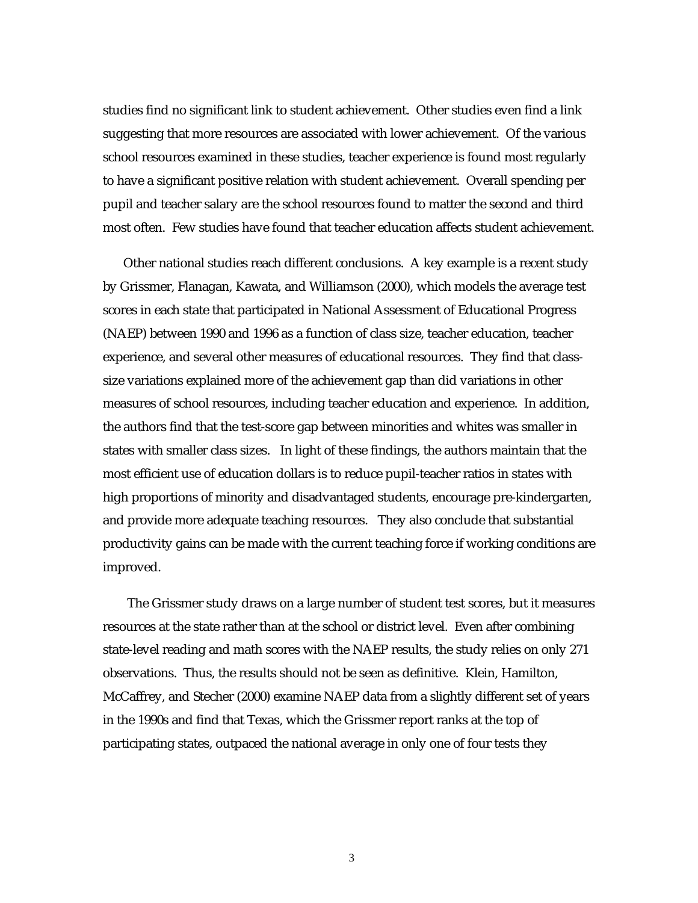studies find no significant link to student achievement. Other studies even find a link suggesting that more resources are associated with lower achievement. Of the various school resources examined in these studies, teacher experience is found most regularly to have a significant positive relation with student achievement. Overall spending per pupil and teacher salary are the school resources found to matter the second and third most often. Few studies have found that teacher education affects student achievement.

Other national studies reach different conclusions. A key example is a recent study by Grissmer, Flanagan, Kawata, and Williamson (2000), which models the average test scores in each state that participated in National Assessment of Educational Progress (NAEP) between 1990 and 1996 as a function of class size, teacher education, teacher experience, and several other measures of educational resources. They find that class-size variations explained more of the achievement gap than did variations in other measures of school resources, including teacher education and experience. In addition, the authors find that the test-score gap between minorities and whites was smaller in states with smaller class sizes. In light of these findings, the authors maintain that the most efficient use of education dollars is to reduce pupil-teacher ratios in states with high proportions of minority and disadvantaged students, encourage pre-kindergarten, and provide more adequate teaching resources. They also conclude that substantial productivity gains can be made with the current teaching force if working conditions are improved.

The Grissmer study draws on a large number of student test scores, but it measures resources at the state rather than at the school or district level. Even after combining state-level reading and math scores with the NAEP results, the study relies on only 271 observations. Thus, the results should not be seen as definitive. Klein, Hamilton, McCaffrey, and Stecher (2000) examine NAEP data from a slightly different set of years in the 1990s and find that Texas, which the Grissmer report ranks at the top of participating states, outpaced the national average in only one of four tests they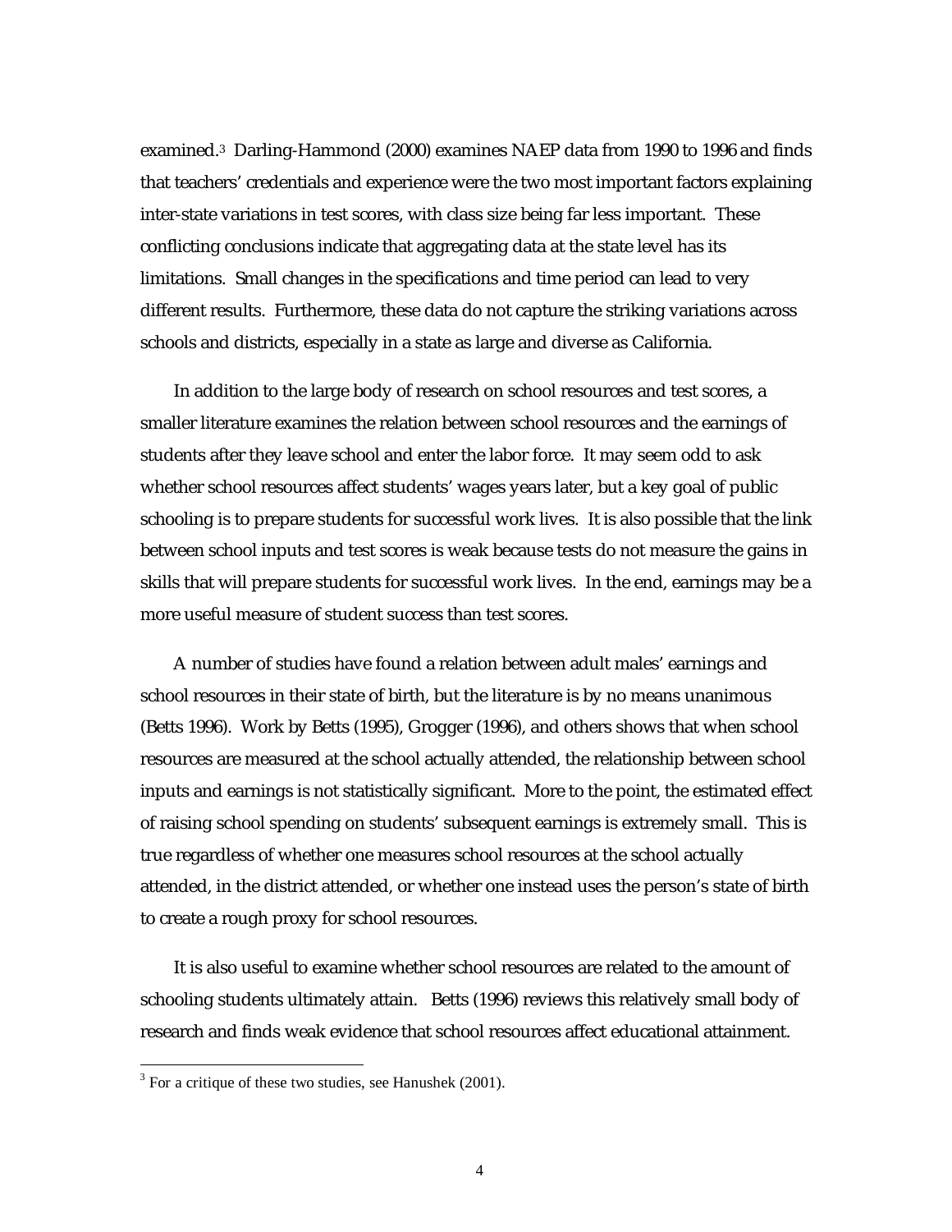examined.[3] Darling-Hammond (2000) examines NAEP data from 1990 to 1996 and finds that teachers' credentials and experience were the two most important factors explaining inter-state variations in test scores, with class size being far less important. These conflicting conclusions indicate that aggregating data at the state level has its limitations. Small changes in the specifications and time period can lead to very different results. Furthermore, these data do not capture the striking variations across schools and districts, especially in a state as large and diverse as California.

In addition to the large body of research on school resources and test scores, a smaller literature examines the relation between school resources and the earnings of students after they leave school and enter the labor force. It may seem odd to ask whether school resources affect students' wages years later, but a key goal of public schooling is to prepare students for successful work lives. It is also possible that the link between school inputs and test scores is weak because tests do not measure the gains in skills that will prepare students for successful work lives. In the end, earnings may be a more useful measure of student success than test scores.

A number of studies have found a relation between adult males' earnings and school resources in their state of birth, but the literature is by no means unanimous (Betts 1996). Work by Betts (1995), Grogger (1996), and others shows that when school resources are measured at the school actually attended, the relationship between school inputs and earnings is not statistically significant. More to the point, the estimated effect of raising school spending on students' subsequent earnings is extremely small. This is true regardless of whether one measures school resources at the school actually attended, in the district attended, or whether one instead uses the person's state of birth to create a rough proxy for school resources.

It is also useful to examine whether school resources are related to the amount of schooling students ultimately attain. Betts (1996) reviews this relatively small body of research and finds weak evidence that school resources affect educational attainment.

[3] For a critique of these two studies, see Hanushek (2001).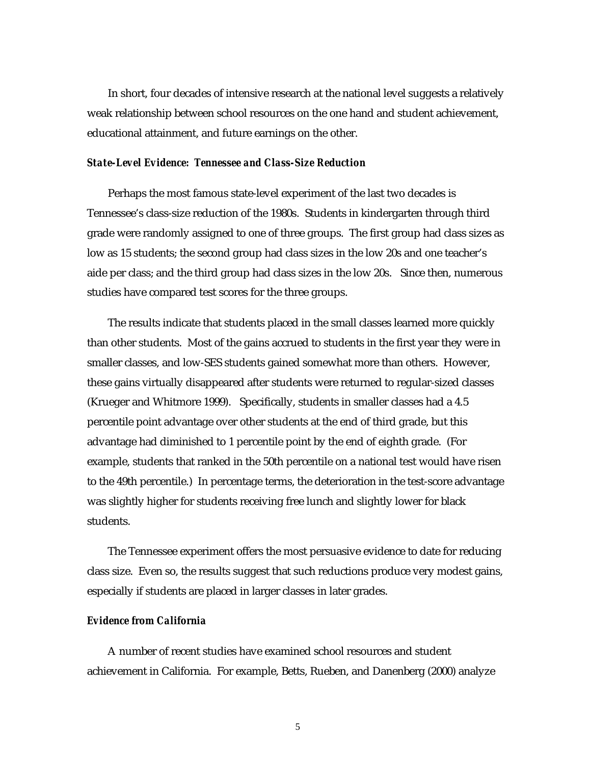In short, four decades of intensive research at the national level suggests a relatively weak relationship between school resources on the one hand and student achievement, educational attainment, and future earnings on the other.

### *State-Level Evidence: Tennessee and Class-Size Reduction*

Perhaps the most famous state-level experiment of the last two decades is Tennessee's class-size reduction of the 1980s. Students in kindergarten through third grade were randomly assigned to one of three groups. The first group had class sizes as low as 15 students; the second group had class sizes in the low 20s and one teacher's aide per class; and the third group had class sizes in the low 20s. Since then, numerous studies have compared test scores for the three groups.

The results indicate that students placed in the small classes learned more quickly than other students. Most of the gains accrued to students in the first year they were in smaller classes, and low-SES students gained somewhat more than others. However, these gains virtually disappeared after students were returned to regular-sized classes (Krueger and Whitmore 1999). Specifically, students in smaller classes had a 4.5 percentile point advantage over other students at the end of third grade, but this advantage had diminished to 1 percentile point by the end of eighth grade. (For example, students that ranked in the 50th percentile on a national test would have risen to the 49th percentile.) In percentage terms, the deterioration in the test-score advantage was slightly higher for students receiving free lunch and slightly lower for black students.

The Tennessee experiment offers the most persuasive evidence to date for reducing class size. Even so, the results suggest that such reductions produce very modest gains, especially if students are placed in larger classes in later grades.

### *Evidence from California*

A number of recent studies have examined school resources and student achievement in California. For example, Betts, Rueben, and Danenberg (2000) analyze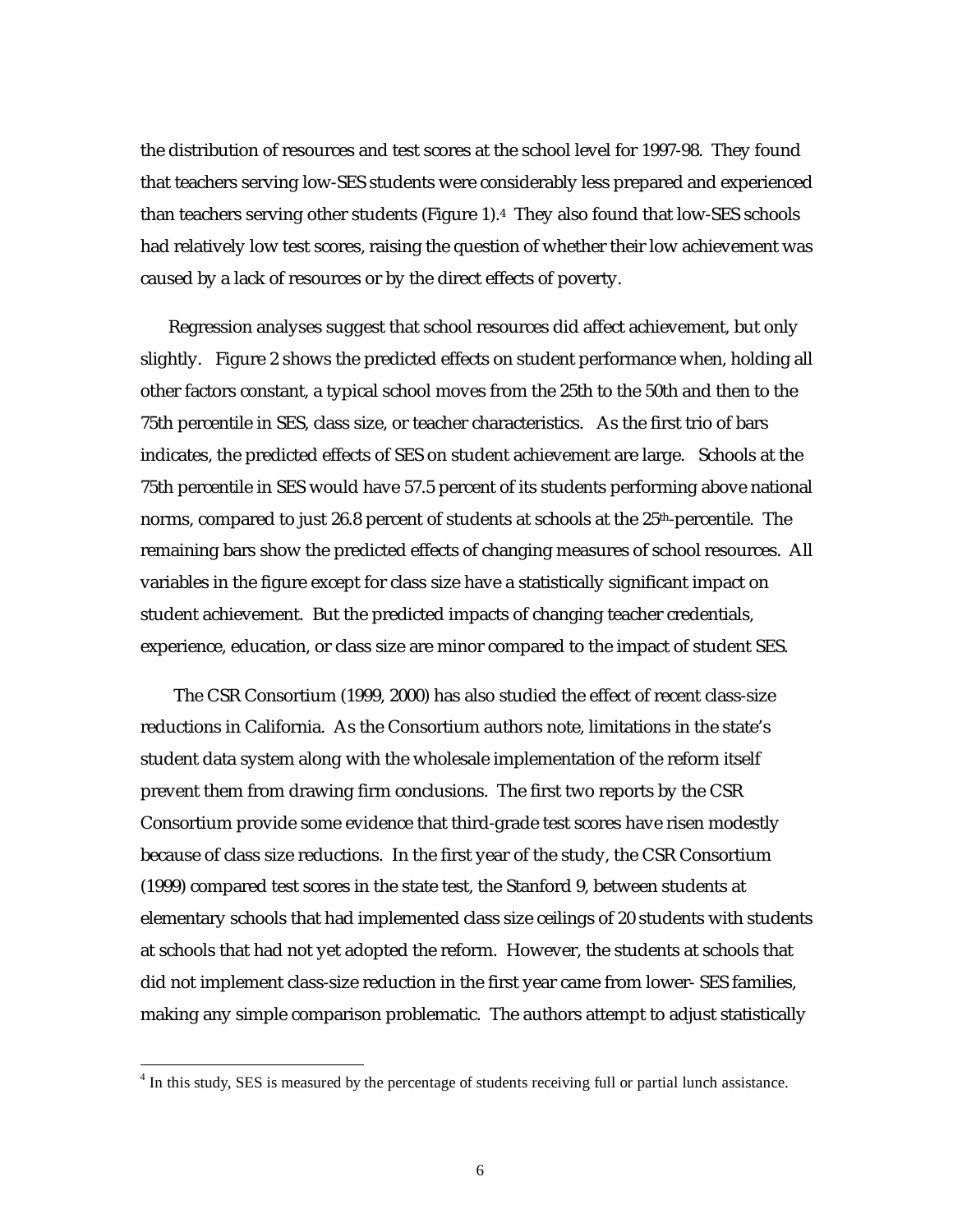the distribution of resources and test scores at the school level for 1997-98. They found that teachers serving low-SES students were considerably less prepared and experienced than teachers serving other students (Figure 1).[4] They also found that low-SES schools had relatively low test scores, raising the question of whether their low achievement was caused by a lack of resources or by the direct effects of poverty.

Regression analyses suggest that school resources did affect achievement, but only slightly. Figure 2 shows the predicted effects on student performance when, holding all other factors constant, a typical school moves from the 25th to the 50th and then to the 75th percentile in SES, class size, or teacher characteristics. As the first trio of bars indicates, the predicted effects of SES on student achievement are large. Schools at the 75th percentile in SES would have 57.5 percent of its students performing above national norms, compared to just 26.8 percent of students at schools at the 25th-percentile. The remaining bars show the predicted effects of changing measures of school resources. All variables in the figure except for class size have a statistically significant impact on student achievement. But the predicted impacts of changing teacher credentials, experience, education, or class size are minor compared to the impact of student SES.

The CSR Consortium (1999, 2000) has also studied the effect of recent class-size reductions in California. As the Consortium authors note, limitations in the state's student data system along with the wholesale implementation of the reform itself prevent them from drawing firm conclusions. The first two reports by the CSR Consortium provide some evidence that third-grade test scores have risen modestly because of class size reductions. In the first year of the study, the CSR Consortium (1999) compared test scores in the state test, the Stanford 9, between students at elementary schools that had implemented class size ceilings of 20 students with students at schools that had not yet adopted the reform. However, the students at schools that did not implement class-size reduction in the first year came from lower- SES families, making any simple comparison problematic. The authors attempt to adjust statistically

[4] In this study, SES is measured by the percentage of students receiving full or partial lunch assistance.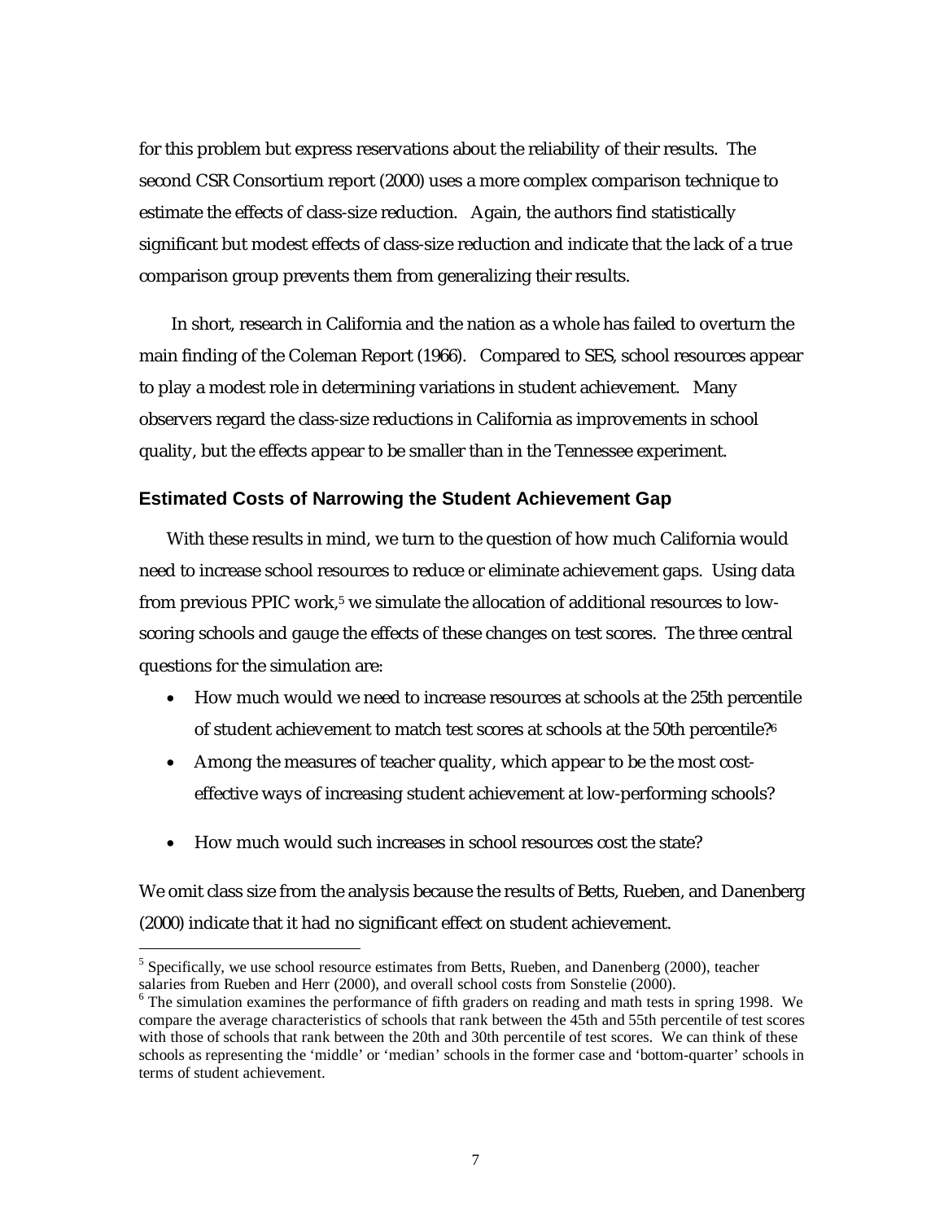for this problem but express reservations about the reliability of their results. The second CSR Consortium report (2000) uses a more complex comparison technique to estimate the effects of class-size reduction. Again, the authors find statistically significant but modest effects of class-size reduction and indicate that the lack of a true comparison group prevents them from generalizing their results.

In short, research in California and the nation as a whole has failed to overturn the main finding of the Coleman Report (1966). Compared to SES, school resources appear to play a modest role in determining variations in student achievement. Many observers regard the class-size reductions in California as improvements in school quality, but the effects appear to be smaller than in the Tennessee experiment.

## Estimated Costs of Narrowing the Student Achievement Gap

With these results in mind, we turn to the question of how much California would need to increase school resources to reduce or eliminate achievement gaps. Using data from previous PPIC work,[5] we simulate the allocation of additional resources to low-scoring schools and gauge the effects of these changes on test scores. The three central questions for the simulation are:

- How much would we need to increase resources at schools at the 25th percentile of student achievement to match test scores at schools at the 50th percentile?[6]
- Among the measures of teacher quality, which appear to be the most cost-effective ways of increasing student achievement at low-performing schools?
- How much would such increases in school resources cost the state?

We omit class size from the analysis because the results of Betts, Rueben, and Danenberg (2000) indicate that it had no significant effect on student achievement.

[5] Specifically, we use school resource estimates from Betts, Rueben, and Danenberg (2000), teacher salaries from Rueben and Herr (2000), and overall school costs from Sonstelie (2000).

[6] The simulation examines the performance of fifth graders on reading and math tests in spring 1998. We compare the average characteristics of schools that rank between the 45th and 55th percentile of test scores with those of schools that rank between the 20th and 30th percentile of test scores. We can think of these schools as representing the 'middle' or 'median' schools in the former case and 'bottom-quarter' schools in terms of student achievement.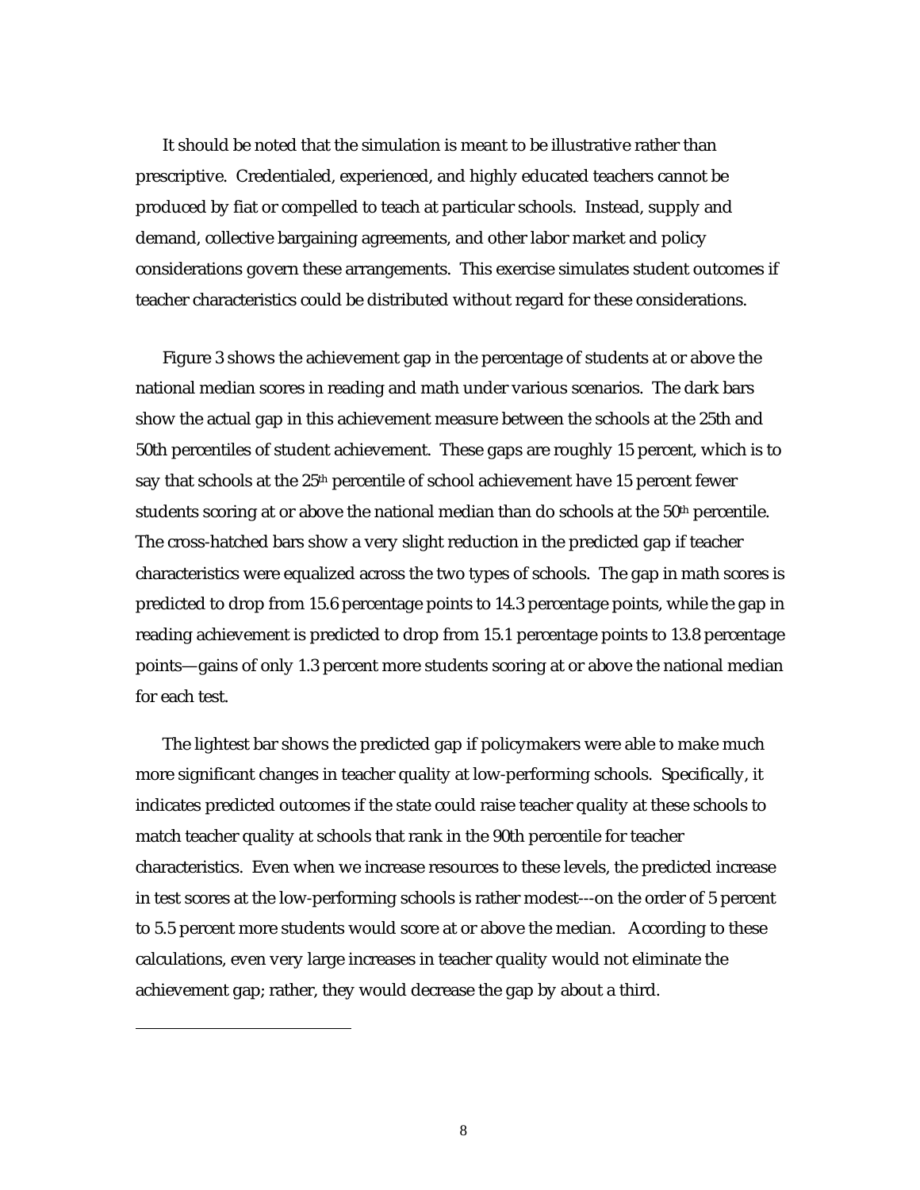It should be noted that the simulation is meant to be illustrative rather than prescriptive. Credentialed, experienced, and highly educated teachers cannot be produced by fiat or compelled to teach at particular schools. Instead, supply and demand, collective bargaining agreements, and other labor market and policy considerations govern these arrangements. This exercise simulates student outcomes if teacher characteristics could be distributed without regard for these considerations.

Figure 3 shows the achievement gap in the percentage of students at or above the national median scores in reading and math under various scenarios. The dark bars show the actual gap in this achievement measure between the schools at the 25th and 50th percentiles of student achievement. These gaps are roughly 15 percent, which is to say that schools at the 25th percentile of school achievement have 15 percent fewer students scoring at or above the national median than do schools at the 50th percentile. The cross-hatched bars show a very slight reduction in the predicted gap if teacher characteristics were equalized across the two types of schools. The gap in math scores is predicted to drop from 15.6 percentage points to 14.3 percentage points, while the gap in reading achievement is predicted to drop from 15.1 percentage points to 13.8 percentage points—gains of only 1.3 percent more students scoring at or above the national median for each test.

The lightest bar shows the predicted gap if policymakers were able to make much more significant changes in teacher quality at low-performing schools. Specifically, it indicates predicted outcomes if the state could raise teacher quality at these schools to match teacher quality at schools that rank in the 90th percentile for teacher characteristics. Even when we increase resources to these levels, the predicted increase in test scores at the low-performing schools is rather modest---on the order of 5 percent to 5.5 percent more students would score at or above the median. According to these calculations, even very large increases in teacher quality would not eliminate the achievement gap; rather, they would decrease the gap by about a third.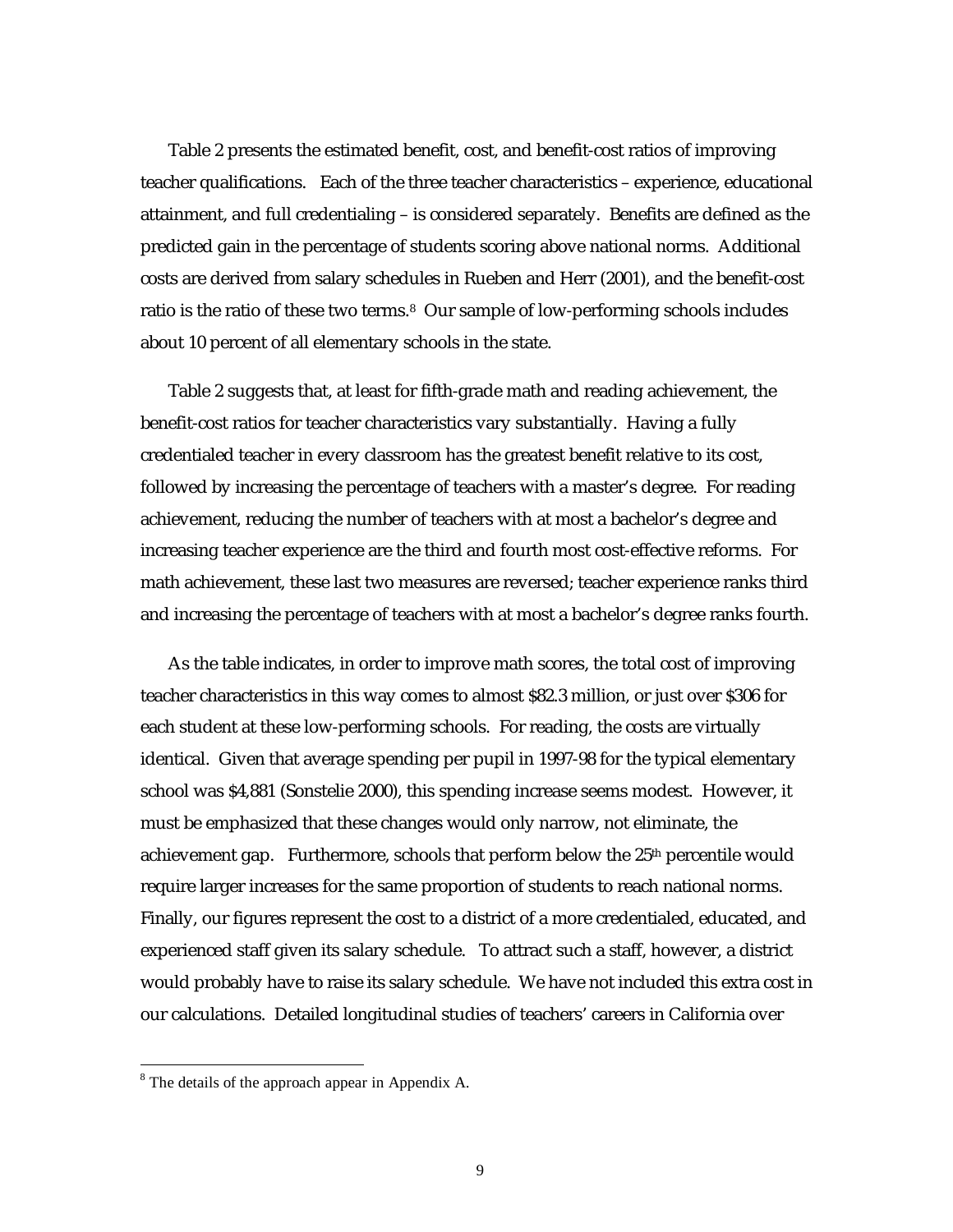Table 2 presents the estimated benefit, cost, and benefit-cost ratios of improving teacher qualifications. Each of the three teacher characteristics – experience, educational attainment, and full credentialing – is considered separately. Benefits are defined as the predicted gain in the percentage of students scoring above national norms. Additional costs are derived from salary schedules in Rueben and Herr (2001), and the benefit-cost ratio is the ratio of these two terms.[8] Our sample of low-performing schools includes about 10 percent of all elementary schools in the state.

Table 2 suggests that, at least for fifth-grade math and reading achievement, the benefit-cost ratios for teacher characteristics vary substantially. Having a fully credentialed teacher in every classroom has the greatest benefit relative to its cost, followed by increasing the percentage of teachers with a master's degree. For reading achievement, reducing the number of teachers with at most a bachelor's degree and increasing teacher experience are the third and fourth most cost-effective reforms. For math achievement, these last two measures are reversed; teacher experience ranks third and increasing the percentage of teachers with at most a bachelor's degree ranks fourth.

As the table indicates, in order to improve math scores, the total cost of improving teacher characteristics in this way comes to almost $82.3 million, or just over $306 for each student at these low-performing schools. For reading, the costs are virtually identical. Given that average spending per pupil in 1997-98 for the typical elementary school was $4,881 (Sonstelie 2000), this spending increase seems modest. However, it must be emphasized that these changes would only narrow, not eliminate, the achievement gap. Furthermore, schools that perform below the 25th percentile would require larger increases for the same proportion of students to reach national norms. Finally, our figures represent the cost to a district of a more credentialed, educated, and experienced staff given its salary schedule. To attract such a staff, however, a district would probably have to raise its salary schedule. We have not included this extra cost in our calculations. Detailed longitudinal studies of teachers' careers in California over

[8] The details of the approach appear in Appendix A.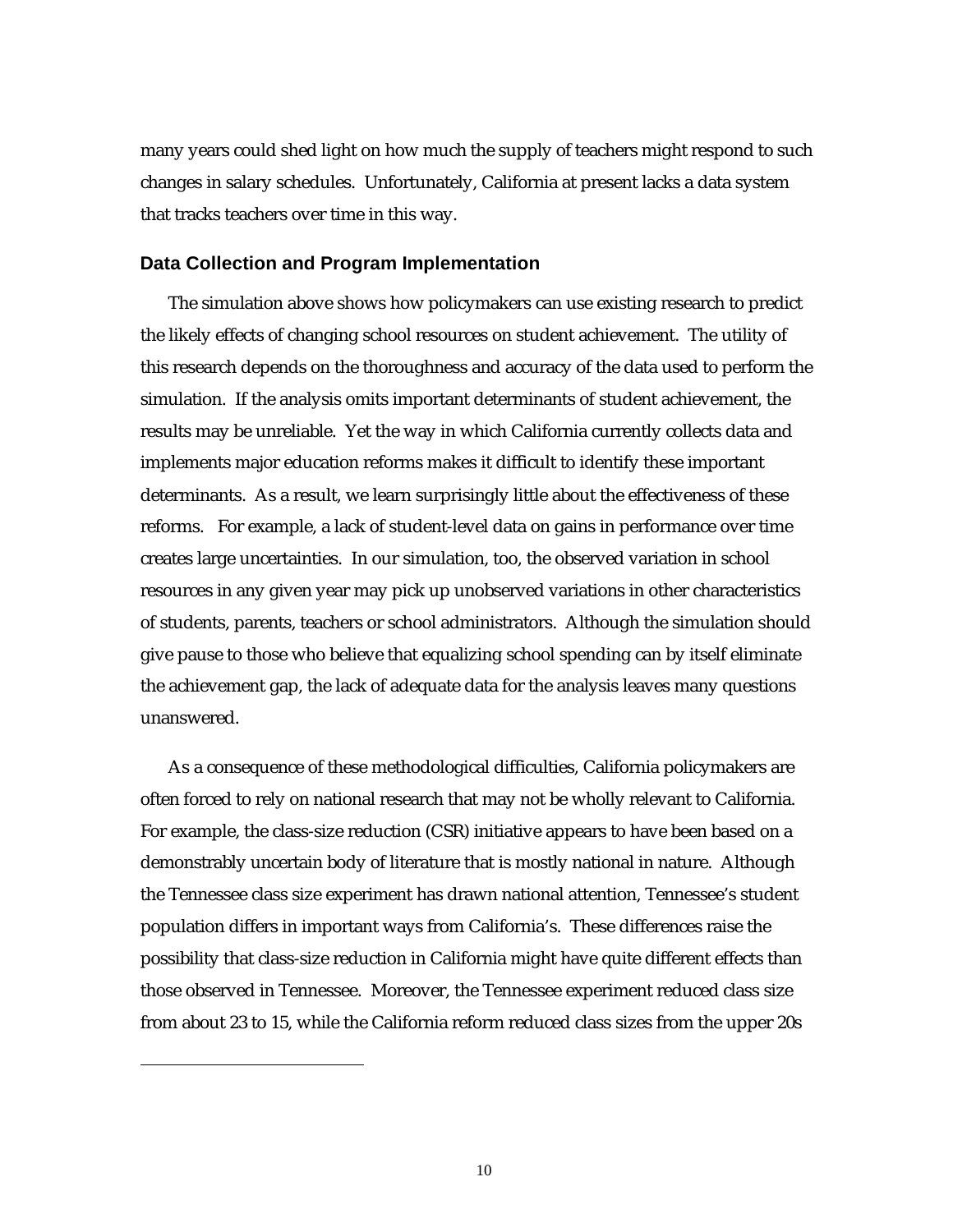many years could shed light on how much the supply of teachers might respond to such changes in salary schedules. Unfortunately, California at present lacks a data system that tracks teachers over time in this way.

### Data Collection and Program Implementation

The simulation above shows how policymakers can use existing research to predict the likely effects of changing school resources on student achievement. The utility of this research depends on the thoroughness and accuracy of the data used to perform the simulation. If the analysis omits important determinants of student achievement, the results may be unreliable. Yet the way in which California currently collects data and implements major education reforms makes it difficult to identify these important determinants. As a result, we learn surprisingly little about the effectiveness of these reforms. For example, a lack of student-level data on gains in performance over time creates large uncertainties. In our simulation, too, the observed variation in school resources in any given year may pick up unobserved variations in other characteristics of students, parents, teachers or school administrators. Although the simulation should give pause to those who believe that equalizing school spending can by itself eliminate the achievement gap, the lack of adequate data for the analysis leaves many questions unanswered.

As a consequence of these methodological difficulties, California policymakers are often forced to rely on national research that may not be wholly relevant to California. For example, the class-size reduction (CSR) initiative appears to have been based on a demonstrably uncertain body of literature that is mostly national in nature. Although the Tennessee class size experiment has drawn national attention, Tennessee's student population differs in important ways from California's. These differences raise the possibility that class-size reduction in California might have quite different effects than those observed in Tennessee. Moreover, the Tennessee experiment reduced class size from about 23 to 15, while the California reform reduced class sizes from the upper 20s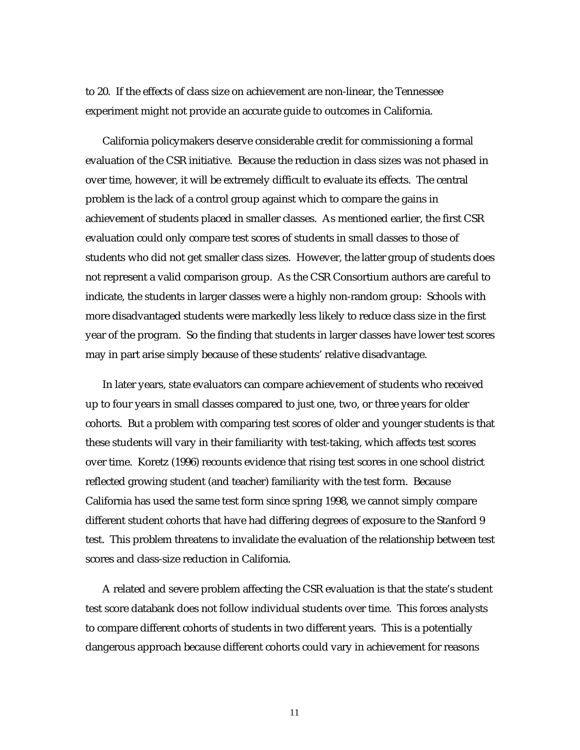to 20. If the effects of class size on achievement are non-linear, the Tennessee experiment might not provide an accurate guide to outcomes in California.

California policymakers deserve considerable credit for commissioning a formal evaluation of the CSR initiative. Because the reduction in class sizes was not phased in over time, however, it will be extremely difficult to evaluate its effects. The central problem is the lack of a control group against which to compare the gains in achievement of students placed in smaller classes. As mentioned earlier, the first CSR evaluation could only compare test scores of students in small classes to those of students who did not get smaller class sizes. However, the latter group of students does not represent a valid comparison group. As the CSR Consortium authors are careful to indicate, the students in larger classes were a highly non-random group: Schools with more disadvantaged students were markedly less likely to reduce class size in the first year of the program. So the finding that students in larger classes have lower test scores may in part arise simply because of these students' relative disadvantage.

In later years, state evaluators can compare achievement of students who received up to four years in small classes compared to just one, two, or three years for older cohorts. But a problem with comparing test scores of older and younger students is that these students will vary in their familiarity with test-taking, which affects test scores over time. Koretz (1996) recounts evidence that rising test scores in one school district reflected growing student (and teacher) familiarity with the test form. Because California has used the same test form since spring 1998, we cannot simply compare different student cohorts that have had differing degrees of exposure to the Stanford 9 test. This problem threatens to invalidate the evaluation of the relationship between test scores and class-size reduction in California.

A related and severe problem affecting the CSR evaluation is that the state's student test score databank does not follow individual students over time. This forces analysts to compare different cohorts of students in two different years. This is a potentially dangerous approach because different cohorts could vary in achievement for reasons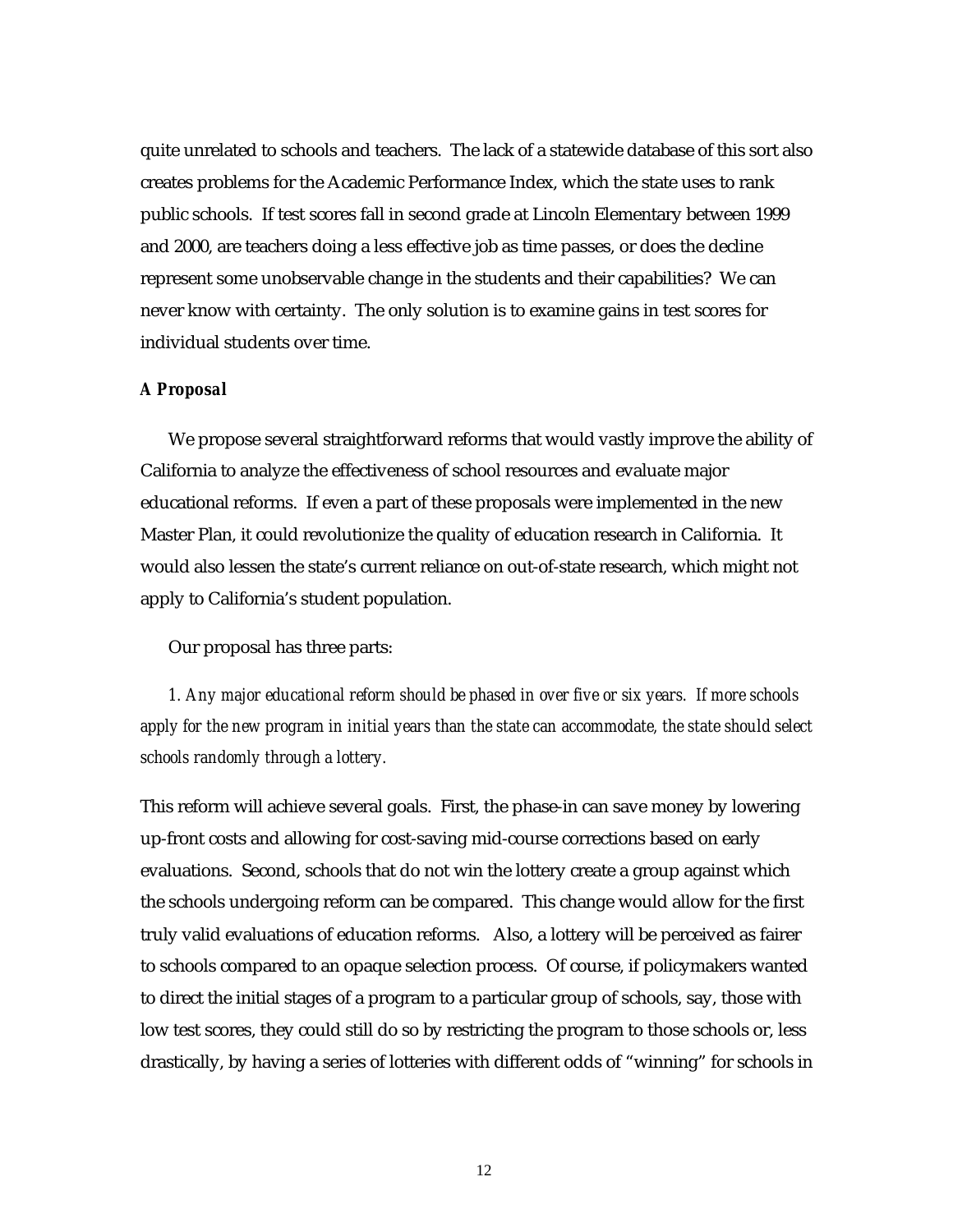quite unrelated to schools and teachers. The lack of a statewide database of this sort also creates problems for the Academic Performance Index, which the state uses to rank public schools. If test scores fall in second grade at Lincoln Elementary between 1999 and 2000, are teachers doing a less effective job as time passes, or does the decline represent some unobservable change in the students and their capabilities? We can never know with certainty. The only solution is to examine gains in test scores for individual students over time.

### *A Proposal*

We propose several straightforward reforms that would vastly improve the ability of California to analyze the effectiveness of school resources and evaluate major educational reforms. If even a part of these proposals were implemented in the new Master Plan, it could revolutionize the quality of education research in California. It would also lessen the state's current reliance on out-of-state research, which might not apply to California's student population.

Our proposal has three parts:

*1. Any major educational reform should be phased in over five or six years. If more schools apply for the new program in initial years than the state can accommodate, the state should select schools randomly through a lottery.*

This reform will achieve several goals. First, the phase-in can save money by lowering up-front costs and allowing for cost-saving mid-course corrections based on early evaluations. Second, schools that do not win the lottery create a group against which the schools undergoing reform can be compared. This change would allow for the first truly valid evaluations of education reforms. Also, a lottery will be perceived as fairer to schools compared to an opaque selection process. Of course, if policymakers wanted to direct the initial stages of a program to a particular group of schools, say, those with low test scores, they could still do so by restricting the program to those schools or, less drastically, by having a series of lotteries with different odds of "winning" for schools in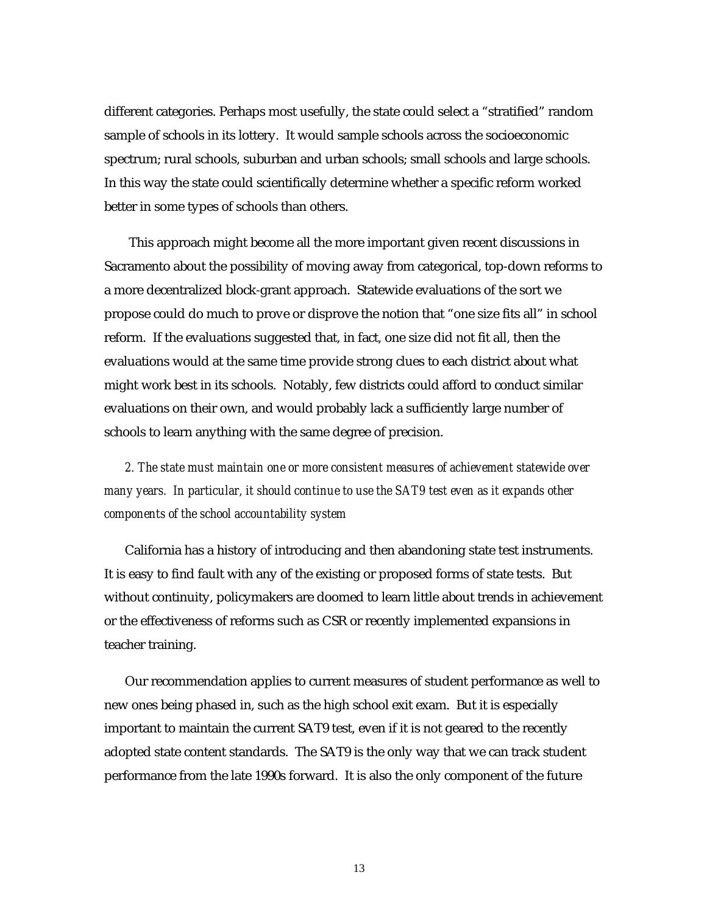different categories. Perhaps most usefully, the state could select a "stratified" random sample of schools in its lottery. It would sample schools across the socioeconomic spectrum; rural schools, suburban and urban schools; small schools and large schools. In this way the state could scientifically determine whether a specific reform worked better in some types of schools than others.

This approach might become all the more important given recent discussions in Sacramento about the possibility of moving away from categorical, top-down reforms to a more decentralized block-grant approach. Statewide evaluations of the sort we propose could do much to prove or disprove the notion that "one size fits all" in school reform. If the evaluations suggested that, in fact, one size did not fit all, then the evaluations would at the same time provide strong clues to each district about what might work best in its schools. Notably, few districts could afford to conduct similar evaluations on their own, and would probably lack a sufficiently large number of schools to learn anything with the same degree of precision.

*2. The state must maintain one or more consistent measures of achievement statewide over many years. In particular, it should continue to use the SAT9 test even as it expands other components of the school accountability system*

California has a history of introducing and then abandoning state test instruments. It is easy to find fault with any of the existing or proposed forms of state tests. But without continuity, policymakers are doomed to learn little about trends in achievement or the effectiveness of reforms such as CSR or recently implemented expansions in teacher training.

Our recommendation applies to current measures of student performance as well to new ones being phased in, such as the high school exit exam. But it is especially important to maintain the current SAT9 test, even if it is not geared to the recently adopted state content standards. The SAT9 is the only way that we can track student performance from the late 1990s forward. It is also the only component of the future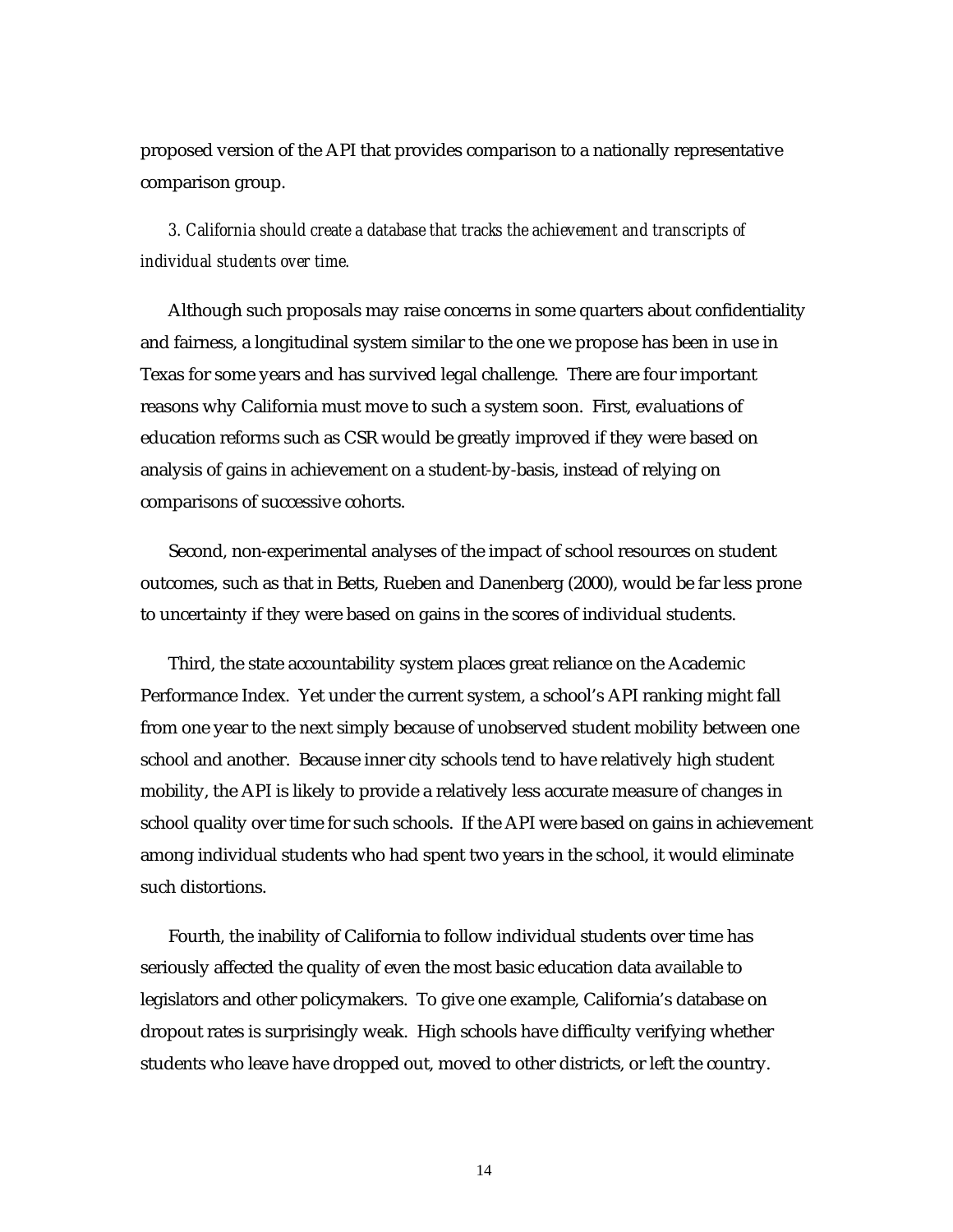proposed version of the API that provides comparison to a nationally representative comparison group.

*3. California should create a database that tracks the achievement and transcripts of individual students over time.*

Although such proposals may raise concerns in some quarters about confidentiality and fairness, a longitudinal system similar to the one we propose has been in use in Texas for some years and has survived legal challenge. There are four important reasons why California must move to such a system soon. First, evaluations of education reforms such as CSR would be greatly improved if they were based on analysis of gains in achievement on a student-by-basis, instead of relying on comparisons of successive cohorts.

Second, non-experimental analyses of the impact of school resources on student outcomes, such as that in Betts, Rueben and Danenberg (2000), would be far less prone to uncertainty if they were based on gains in the scores of individual students.

Third, the state accountability system places great reliance on the Academic Performance Index. Yet under the current system, a school's API ranking might fall from one year to the next simply because of unobserved student mobility between one school and another. Because inner city schools tend to have relatively high student mobility, the API is likely to provide a relatively less accurate measure of changes in school quality over time for such schools. If the API were based on gains in achievement among individual students who had spent two years in the school, it would eliminate such distortions.

Fourth, the inability of California to follow individual students over time has seriously affected the quality of even the most basic education data available to legislators and other policymakers. To give one example, California's database on dropout rates is surprisingly weak. High schools have difficulty verifying whether students who leave have dropped out, moved to other districts, or left the country.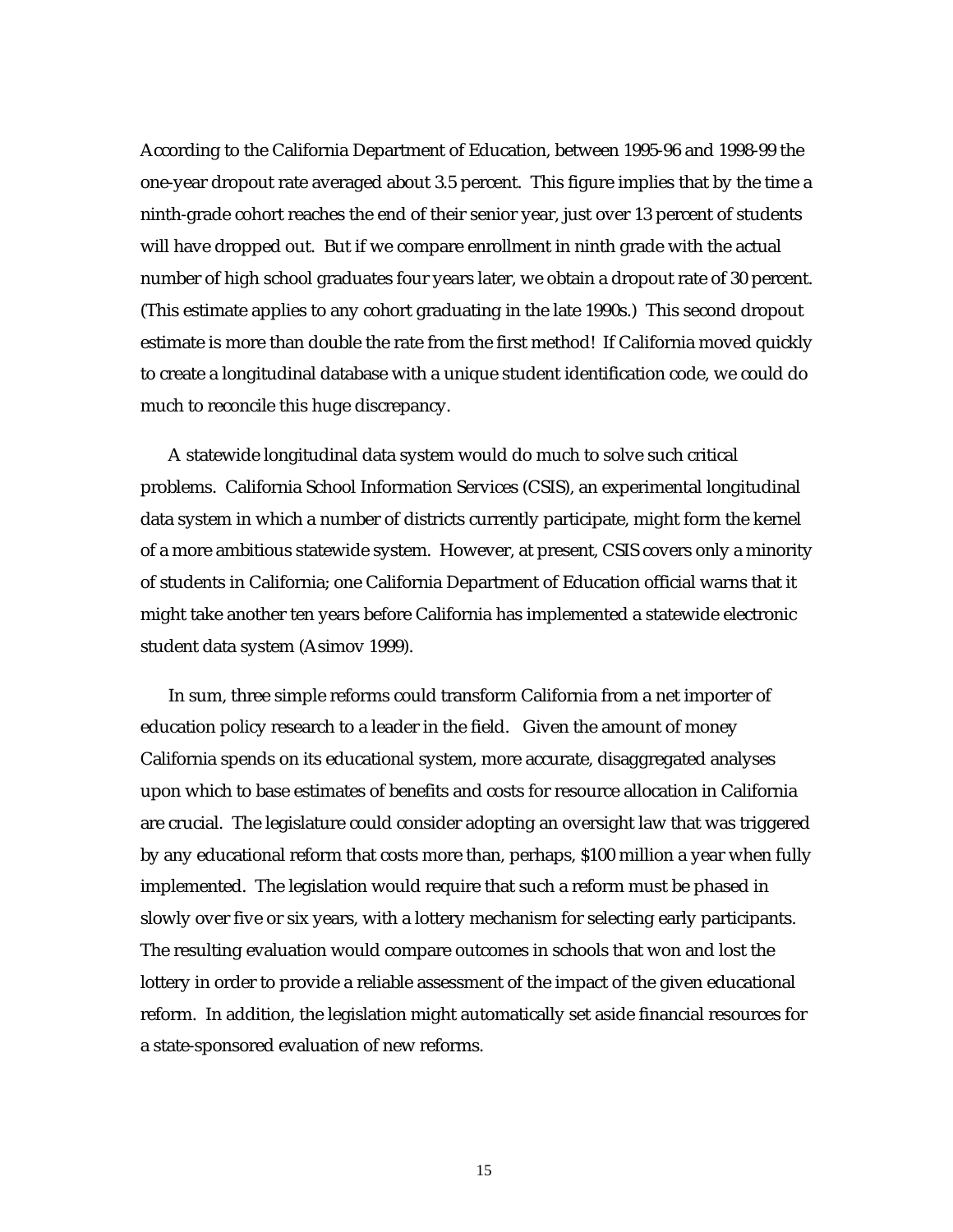According to the California Department of Education, between 1995-96 and 1998-99 the one-year dropout rate averaged about 3.5 percent. This figure implies that by the time a ninth-grade cohort reaches the end of their senior year, just over 13 percent of students will have dropped out. But if we compare enrollment in ninth grade with the actual number of high school graduates four years later, we obtain a dropout rate of 30 percent. (This estimate applies to any cohort graduating in the late 1990s.) This second dropout estimate is more than double the rate from the first method! If California moved quickly to create a longitudinal database with a unique student identification code, we could do much to reconcile this huge discrepancy.

A statewide longitudinal data system would do much to solve such critical problems. California School Information Services (CSIS), an experimental longitudinal data system in which a number of districts currently participate, might form the kernel of a more ambitious statewide system. However, at present, CSIS covers only a minority of students in California; one California Department of Education official warns that it might take another ten years before California has implemented a statewide electronic student data system (Asimov 1999).

In sum, three simple reforms could transform California from a net importer of education policy research to a leader in the field. Given the amount of money California spends on its educational system, more accurate, disaggregated analyses upon which to base estimates of benefits and costs for resource allocation in California are crucial. The legislature could consider adopting an oversight law that was triggered by any educational reform that costs more than, perhaps, $100 million a year when fully implemented. The legislation would require that such a reform must be phased in slowly over five or six years, with a lottery mechanism for selecting early participants. The resulting evaluation would compare outcomes in schools that won and lost the lottery in order to provide a reliable assessment of the impact of the given educational reform. In addition, the legislation might automatically set aside financial resources for a state-sponsored evaluation of new reforms.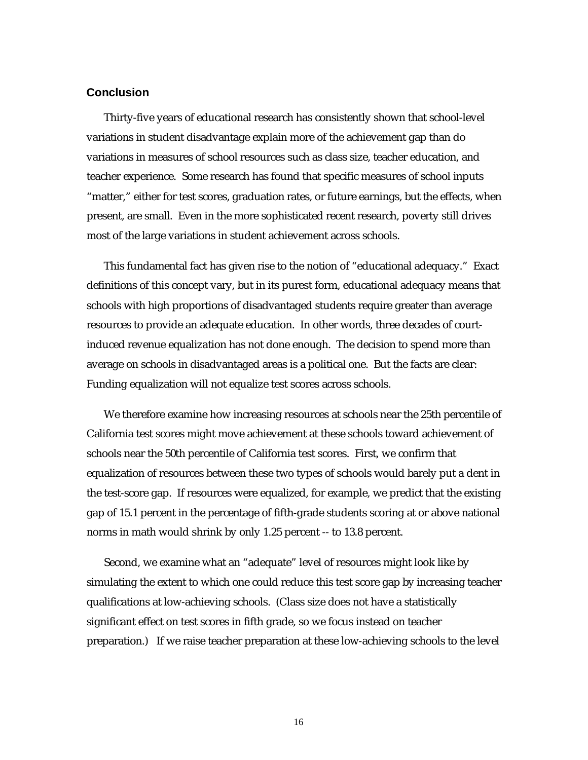## Conclusion

Thirty-five years of educational research has consistently shown that school-level variations in student disadvantage explain more of the achievement gap than do variations in measures of school resources such as class size, teacher education, and teacher experience. Some research has found that specific measures of school inputs "matter," either for test scores, graduation rates, or future earnings, but the effects, when present, are small. Even in the more sophisticated recent research, poverty still drives most of the large variations in student achievement across schools.

This fundamental fact has given rise to the notion of "educational adequacy." Exact definitions of this concept vary, but in its purest form, educational adequacy means that schools with high proportions of disadvantaged students require greater than average resources to provide an adequate education. In other words, three decades of court-induced revenue equalization has not done enough. The decision to spend more than average on schools in disadvantaged areas is a political one. But the facts are clear: Funding equalization will not equalize test scores across schools.

We therefore examine how increasing resources at schools near the 25th percentile of California test scores might move achievement at these schools toward achievement of schools near the 50th percentile of California test scores. First, we confirm that equalization of resources between these two types of schools would barely put a dent in the test-score gap. If resources were equalized, for example, we predict that the existing gap of 15.1 percent in the percentage of fifth-grade students scoring at or above national norms in math would shrink by only 1.25 percent -- to 13.8 percent.

Second, we examine what an "adequate" level of resources might look like by simulating the extent to which one could reduce this test score gap by increasing teacher qualifications at low-achieving schools. (Class size does not have a statistically significant effect on test scores in fifth grade, so we focus instead on teacher preparation.) If we raise teacher preparation at these low-achieving schools to the level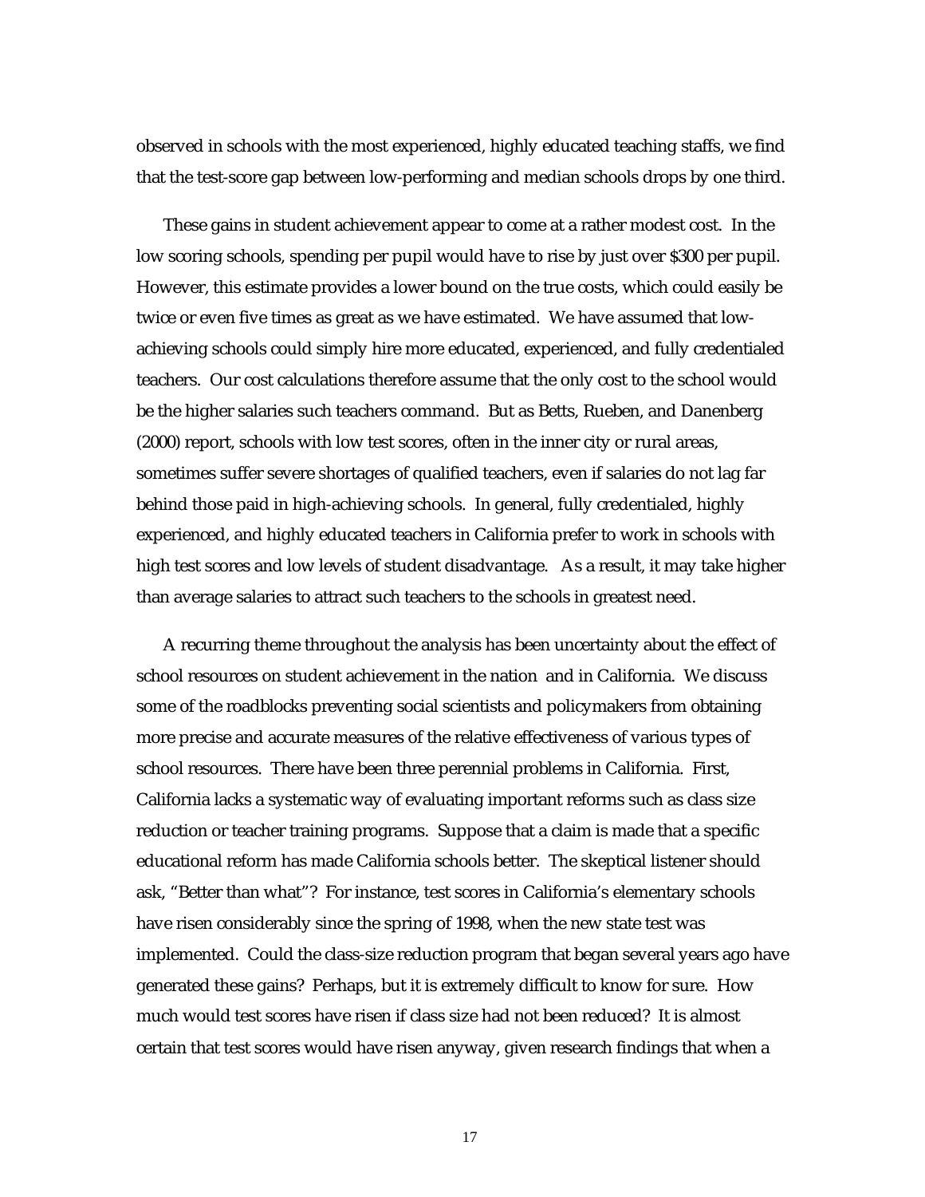observed in schools with the most experienced, highly educated teaching staffs, we find that the test-score gap between low-performing and median schools drops by one third.

These gains in student achievement appear to come at a rather modest cost. In the low scoring schools, spending per pupil would have to rise by just over $300 per pupil. However, this estimate provides a lower bound on the true costs, which could easily be twice or even five times as great as we have estimated. We have assumed that low-achieving schools could simply hire more educated, experienced, and fully credentialed teachers. Our cost calculations therefore assume that the only cost to the school would be the higher salaries such teachers command. But as Betts, Rueben, and Danenberg (2000) report, schools with low test scores, often in the inner city or rural areas, sometimes suffer severe shortages of qualified teachers, even if salaries do not lag far behind those paid in high-achieving schools. In general, fully credentialed, highly experienced, and highly educated teachers in California prefer to work in schools with high test scores and low levels of student disadvantage. As a result, it may take higher than average salaries to attract such teachers to the schools in greatest need.

A recurring theme throughout the analysis has been uncertainty about the effect of school resources on student achievement in the nation and in California. We discuss some of the roadblocks preventing social scientists and policymakers from obtaining more precise and accurate measures of the relative effectiveness of various types of school resources. There have been three perennial problems in California. First, California lacks a systematic way of evaluating important reforms such as class size reduction or teacher training programs. Suppose that a claim is made that a specific educational reform has made California schools better. The skeptical listener should ask, "Better than what"? For instance, test scores in California's elementary schools have risen considerably since the spring of 1998, when the new state test was implemented. Could the class-size reduction program that began several years ago have generated these gains? Perhaps, but it is extremely difficult to know for sure. How much would test scores have risen if class size had not been reduced? It is almost certain that test scores would have risen anyway, given research findings that when a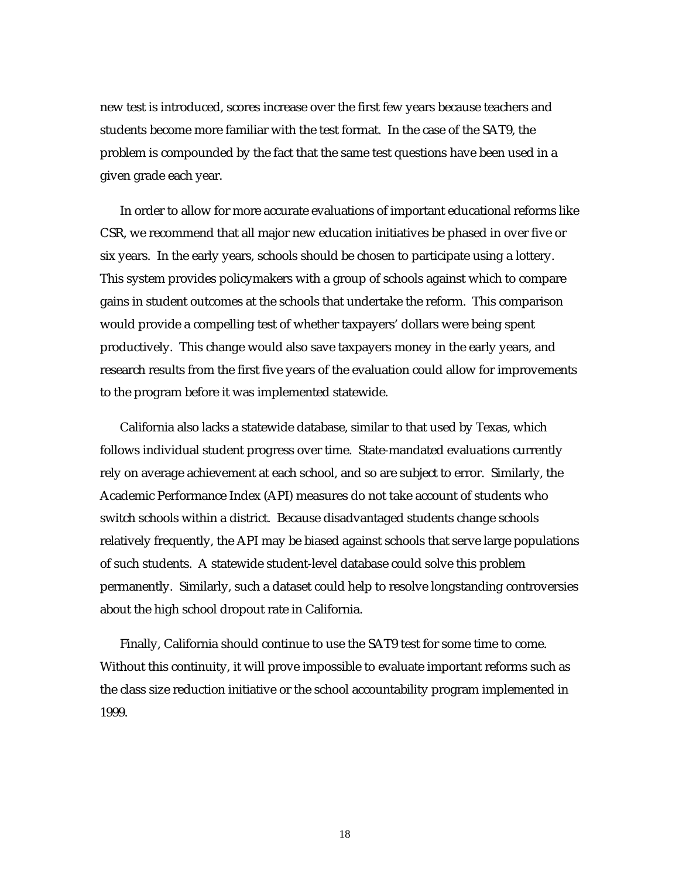new test is introduced, scores increase over the first few years because teachers and students become more familiar with the test format. In the case of the SAT9, the problem is compounded by the fact that the same test questions have been used in a given grade each year.

In order to allow for more accurate evaluations of important educational reforms like CSR, we recommend that all major new education initiatives be phased in over five or six years. In the early years, schools should be chosen to participate using a lottery. This system provides policymakers with a group of schools against which to compare gains in student outcomes at the schools that undertake the reform. This comparison would provide a compelling test of whether taxpayers' dollars were being spent productively. This change would also save taxpayers money in the early years, and research results from the first five years of the evaluation could allow for improvements to the program before it was implemented statewide.

California also lacks a statewide database, similar to that used by Texas, which follows individual student progress over time. State-mandated evaluations currently rely on average achievement at each school, and so are subject to error. Similarly, the Academic Performance Index (API) measures do not take account of students who switch schools within a district. Because disadvantaged students change schools relatively frequently, the API may be biased against schools that serve large populations of such students. A statewide student-level database could solve this problem permanently. Similarly, such a dataset could help to resolve longstanding controversies about the high school dropout rate in California.

Finally, California should continue to use the SAT9 test for some time to come. Without this continuity, it will prove impossible to evaluate important reforms such as the class size reduction initiative or the school accountability program implemented in 1999.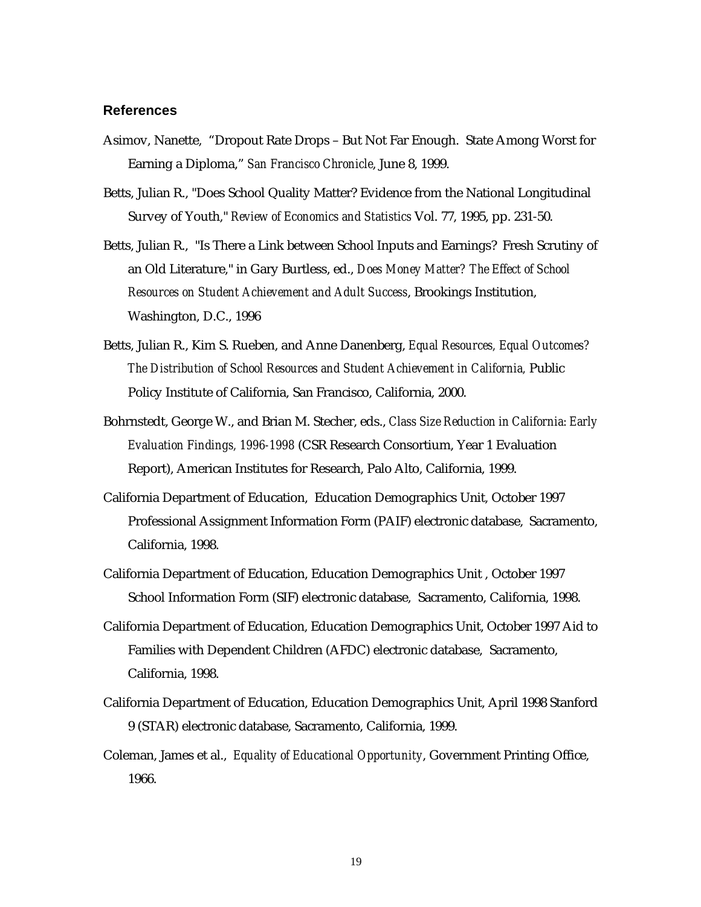## References

Asimov, Nanette, "Dropout Rate Drops – But Not Far Enough. State Among Worst for Earning a Diploma," *San Francisco Chronicle*, June 8, 1999.

Betts, Julian R., "Does School Quality Matter? Evidence from the National Longitudinal Survey of Youth," *Review of Economics and Statistics* Vol. 77, 1995, pp. 231-50.

Betts, Julian R., "Is There a Link between School Inputs and Earnings? Fresh Scrutiny of an Old Literature," in Gary Burtless, ed., *Does Money Matter? The Effect of School Resources on Student Achievement and Adult Success*, Brookings Institution, Washington, D.C., 1996

Betts, Julian R., Kim S. Rueben, and Anne Danenberg, *Equal Resources, Equal Outcomes? The Distribution of School Resources and Student Achievement in California,* Public Policy Institute of California, San Francisco, California, 2000.

Bohrnstedt, George W., and Brian M. Stecher, eds., *Class Size Reduction in California: Early Evaluation Findings, 1996-1998* (CSR Research Consortium, Year 1 Evaluation Report), American Institutes for Research, Palo Alto, California, 1999.

California Department of Education, Education Demographics Unit, October 1997 Professional Assignment Information Form (PAIF) electronic database, Sacramento, California, 1998.

California Department of Education, Education Demographics Unit , October 1997 School Information Form (SIF) electronic database, Sacramento, California, 1998.

California Department of Education, Education Demographics Unit, October 1997 Aid to Families with Dependent Children (AFDC) electronic database, Sacramento, California, 1998.

California Department of Education, Education Demographics Unit, April 1998 Stanford 9 (STAR) electronic database, Sacramento, California, 1999.

Coleman, James et al., *Equality of Educational Opportunity*, Government Printing Office, 1966.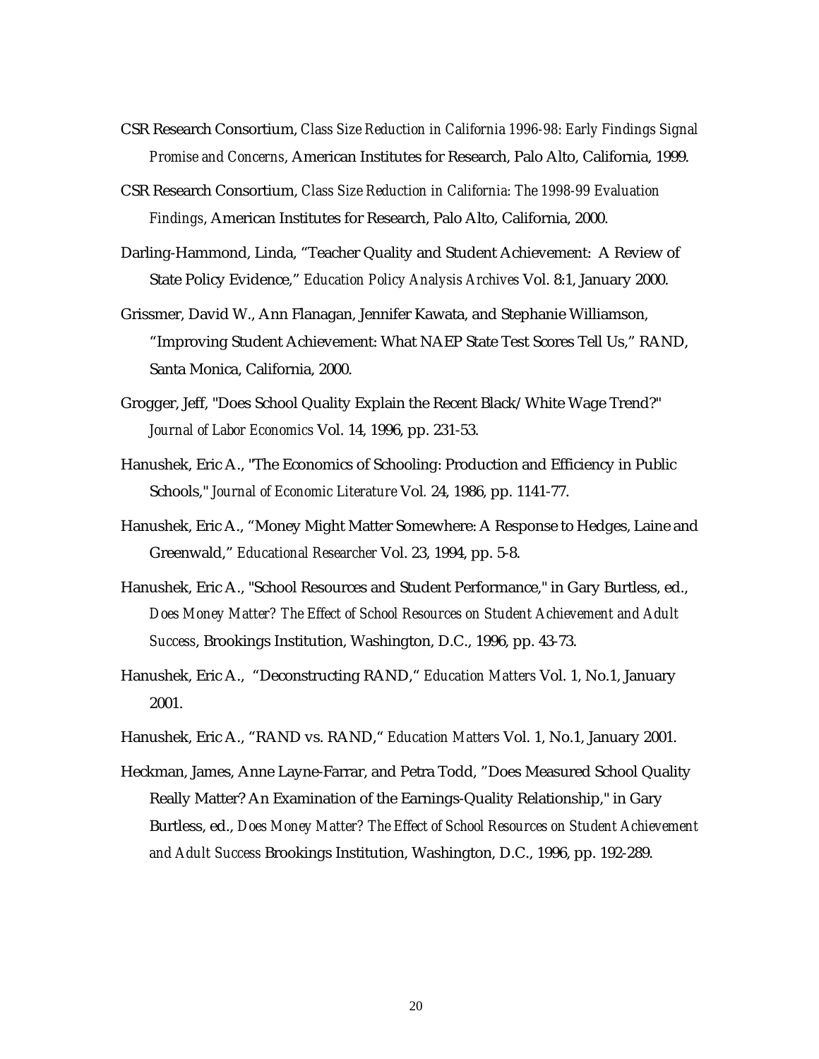CSR Research Consortium, *Class Size Reduction in California 1996-98: Early Findings Signal Promise and Concerns*, American Institutes for Research, Palo Alto, California, 1999.

CSR Research Consortium, *Class Size Reduction in California: The 1998-99 Evaluation Findings*, American Institutes for Research, Palo Alto, California, 2000.

Darling-Hammond, Linda, "Teacher Quality and Student Achievement: A Review of State Policy Evidence," *Education Policy Analysis Archives* Vol. 8:1, January 2000.

Grissmer, David W., Ann Flanagan, Jennifer Kawata, and Stephanie Williamson, "Improving Student Achievement: What NAEP State Test Scores Tell Us," RAND, Santa Monica, California, 2000.

Grogger, Jeff, "Does School Quality Explain the Recent Black/White Wage Trend?" *Journal of Labor Economics* Vol. 14, 1996, pp. 231-53.

Hanushek, Eric A., "The Economics of Schooling: Production and Efficiency in Public Schools," *Journal of Economic Literature* Vol. 24, 1986, pp. 1141-77.

Hanushek, Eric A., "Money Might Matter Somewhere: A Response to Hedges, Laine and Greenwald," *Educational Researcher* Vol. 23, 1994, pp. 5-8.

Hanushek, Eric A., "School Resources and Student Performance," in Gary Burtless, ed., *Does Money Matter? The Effect of School Resources on Student Achievement and Adult Success*, Brookings Institution, Washington, D.C., 1996, pp. 43-73.

Hanushek, Eric A., "Deconstructing RAND," *Education Matters* Vol. 1, No.1, January 2001.

Hanushek, Eric A., "RAND vs. RAND," *Education Matters* Vol. 1, No.1, January 2001.

Heckman, James, Anne Layne-Farrar, and Petra Todd, "Does Measured School Quality Really Matter? An Examination of the Earnings-Quality Relationship," in Gary Burtless, ed., *Does Money Matter? The Effect of School Resources on Student Achievement and Adult Success* Brookings Institution, Washington, D.C., 1996, pp. 192-289.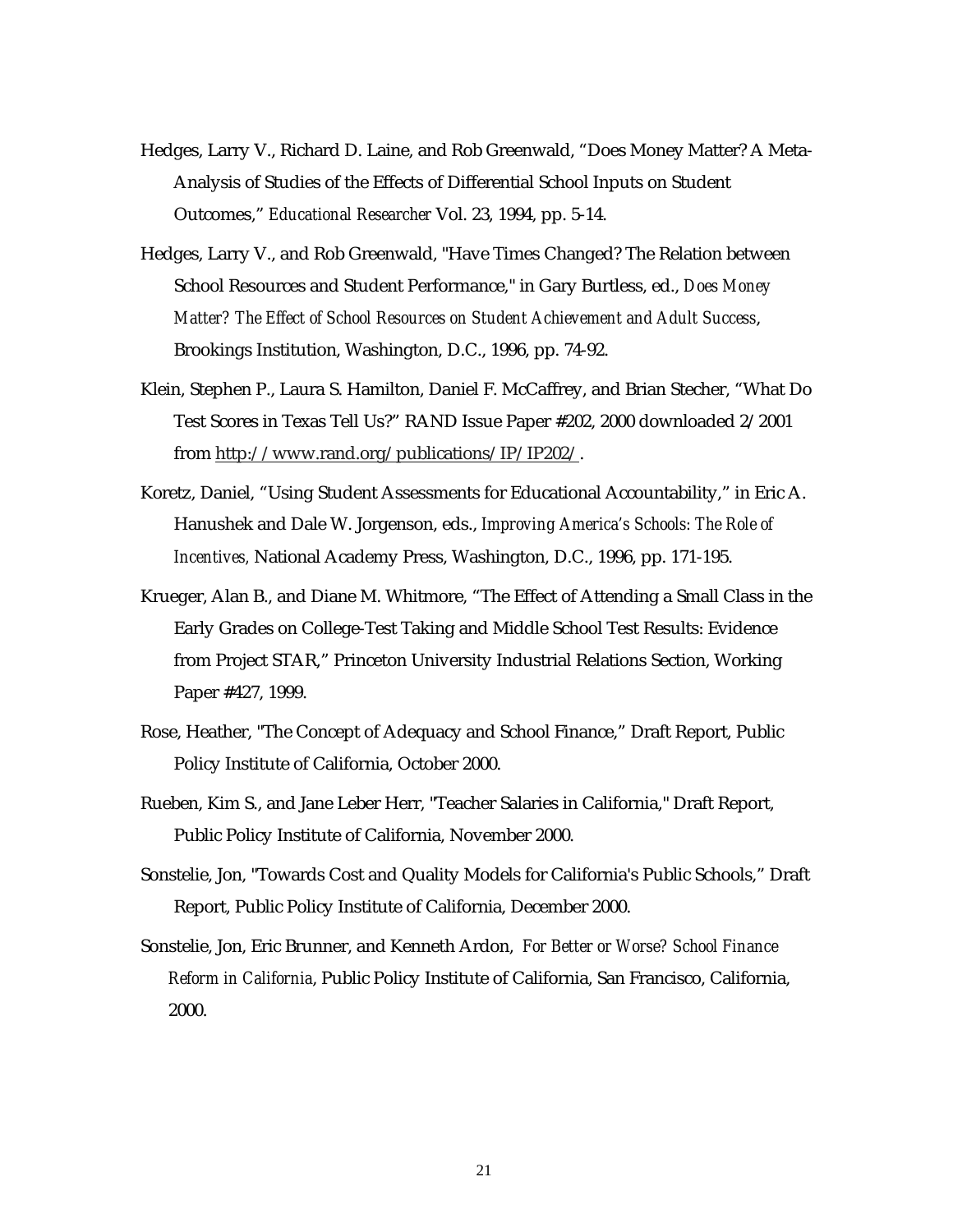Hedges, Larry V., Richard D. Laine, and Rob Greenwald, "Does Money Matter? A Meta-Analysis of Studies of the Effects of Differential School Inputs on Student Outcomes," *Educational Researcher* Vol. 23, 1994, pp. 5-14.

Hedges, Larry V., and Rob Greenwald, "Have Times Changed? The Relation between School Resources and Student Performance," in Gary Burtless, ed., *Does Money Matter? The Effect of School Resources on Student Achievement and Adult Success*, Brookings Institution, Washington, D.C., 1996, pp. 74-92.

Klein, Stephen P., Laura S. Hamilton, Daniel F. McCaffrey, and Brian Stecher, "What Do Test Scores in Texas Tell Us?" RAND Issue Paper #202, 2000 downloaded 2/2001 from http://www.rand.org/publications/IP/IP202/.

Koretz, Daniel, "Using Student Assessments for Educational Accountability," in Eric A. Hanushek and Dale W. Jorgenson, eds., *Improving America's Schools: The Role of Incentives,* National Academy Press, Washington, D.C., 1996, pp. 171-195.

Krueger, Alan B., and Diane M. Whitmore, "The Effect of Attending a Small Class in the Early Grades on College-Test Taking and Middle School Test Results: Evidence from Project STAR," Princeton University Industrial Relations Section, Working Paper #427, 1999.

Rose, Heather, "The Concept of Adequacy and School Finance," Draft Report, Public Policy Institute of California, October 2000.

Rueben, Kim S., and Jane Leber Herr, "Teacher Salaries in California," Draft Report, Public Policy Institute of California, November 2000.

Sonstelie, Jon, "Towards Cost and Quality Models for California's Public Schools," Draft Report, Public Policy Institute of California, December 2000.

Sonstelie, Jon, Eric Brunner, and Kenneth Ardon, *For Better or Worse? School Finance Reform in California*, Public Policy Institute of California, San Francisco, California, 2000.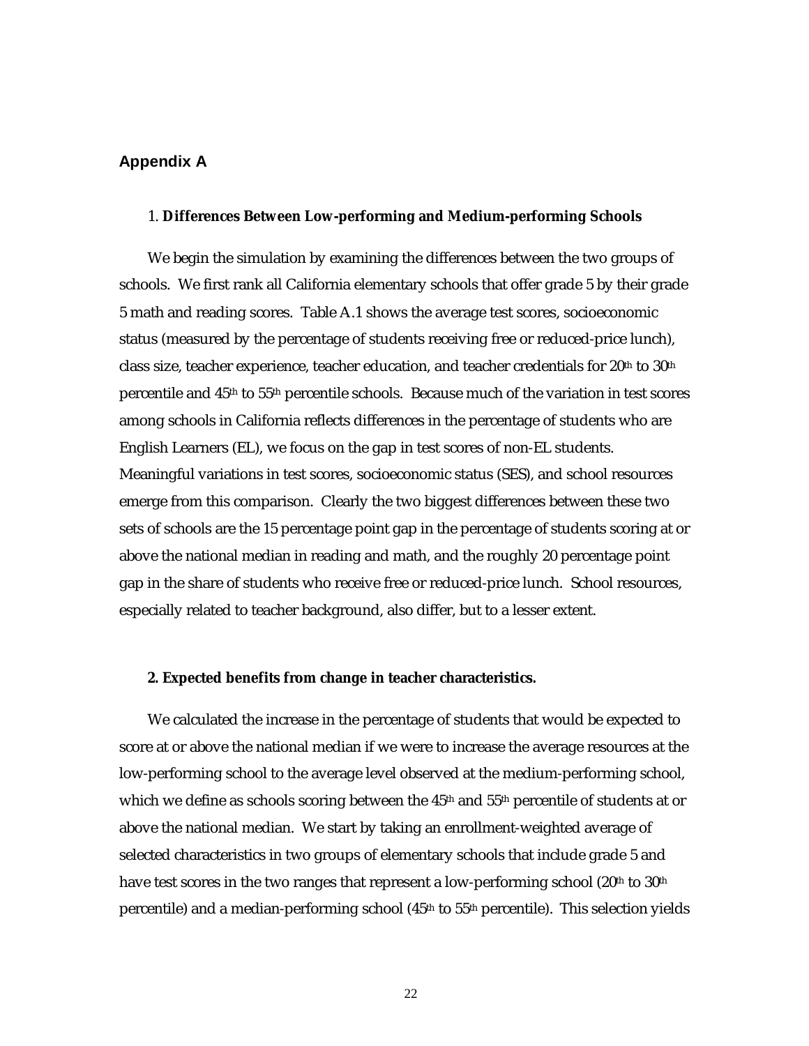## Appendix A

### 1. Differences Between Low-performing and Medium-performing Schools

We begin the simulation by examining the differences between the two groups of schools. We first rank all California elementary schools that offer grade 5 by their grade 5 math and reading scores. Table A.1 shows the average test scores, socioeconomic status (measured by the percentage of students receiving free or reduced-price lunch), class size, teacher experience, teacher education, and teacher credentials for 20th to 30th percentile and 45th to 55th percentile schools. Because much of the variation in test scores among schools in California reflects differences in the percentage of students who are English Learners (EL), we focus on the gap in test scores of non-EL students. Meaningful variations in test scores, socioeconomic status (SES), and school resources emerge from this comparison. Clearly the two biggest differences between these two sets of schools are the 15 percentage point gap in the percentage of students scoring at or above the national median in reading and math, and the roughly 20 percentage point gap in the share of students who receive free or reduced-price lunch. School resources, especially related to teacher background, also differ, but to a lesser extent.

### 2. Expected benefits from change in teacher characteristics.

We calculated the increase in the percentage of students that would be expected to score at or above the national median if we were to increase the average resources at the low-performing school to the average level observed at the medium-performing school, which we define as schools scoring between the 45th and 55th percentile of students at or above the national median. We start by taking an enrollment-weighted average of selected characteristics in two groups of elementary schools that include grade 5 and have test scores in the two ranges that represent a low-performing school (20th to 30th percentile) and a median-performing school (45th to 55th percentile). This selection yields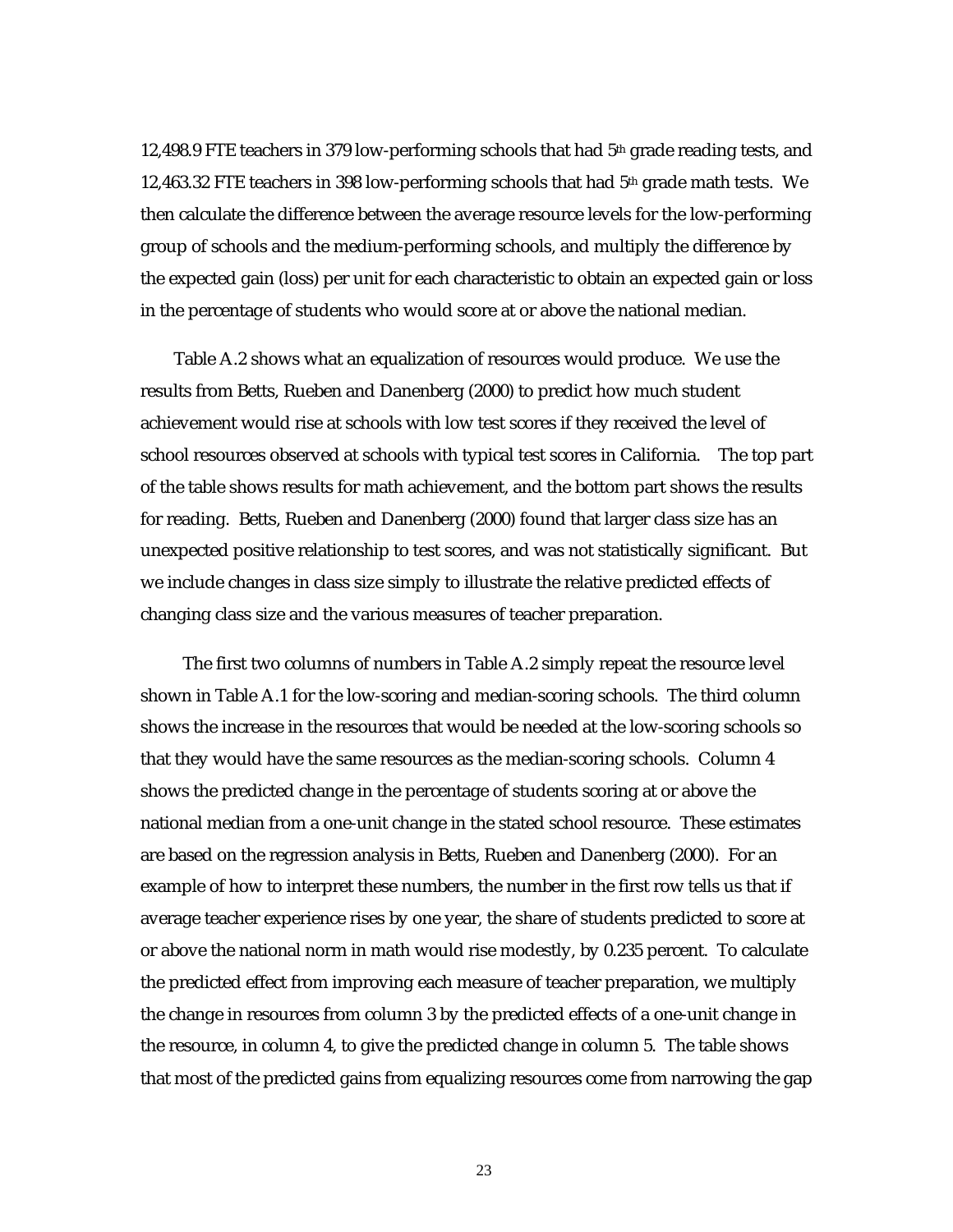12,498.9 FTE teachers in 379 low-performing schools that had 5th grade reading tests, and 12,463.32 FTE teachers in 398 low-performing schools that had 5th grade math tests. We then calculate the difference between the average resource levels for the low-performing group of schools and the medium-performing schools, and multiply the difference by the expected gain (loss) per unit for each characteristic to obtain an expected gain or loss in the percentage of students who would score at or above the national median.

Table A.2 shows what an equalization of resources would produce. We use the results from Betts, Rueben and Danenberg (2000) to predict how much student achievement would rise at schools with low test scores if they received the level of school resources observed at schools with typical test scores in California. The top part of the table shows results for math achievement, and the bottom part shows the results for reading. Betts, Rueben and Danenberg (2000) found that larger class size has an unexpected positive relationship to test scores, and was not statistically significant. But we include changes in class size simply to illustrate the relative predicted effects of changing class size and the various measures of teacher preparation.

The first two columns of numbers in Table A.2 simply repeat the resource level shown in Table A.1 for the low-scoring and median-scoring schools. The third column shows the increase in the resources that would be needed at the low-scoring schools so that they would have the same resources as the median-scoring schools. Column 4 shows the predicted change in the percentage of students scoring at or above the national median from a one-unit change in the stated school resource. These estimates are based on the regression analysis in Betts, Rueben and Danenberg (2000). For an example of how to interpret these numbers, the number in the first row tells us that if average teacher experience rises by one year, the share of students predicted to score at or above the national norm in math would rise modestly, by 0.235 percent. To calculate the predicted effect from improving each measure of teacher preparation, we multiply the change in resources from column 3 by the predicted effects of a one-unit change in the resource, in column 4, to give the predicted change in column 5. The table shows that most of the predicted gains from equalizing resources come from narrowing the gap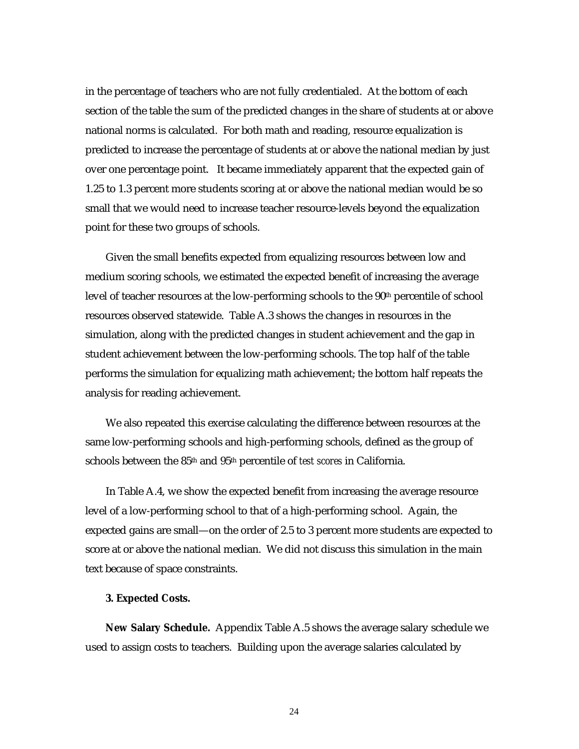in the percentage of teachers who are not fully credentialed. At the bottom of each section of the table the sum of the predicted changes in the share of students at or above national norms is calculated. For both math and reading, resource equalization is predicted to increase the percentage of students at or above the national median by just over one percentage point. It became immediately apparent that the expected gain of 1.25 to 1.3 percent more students scoring at or above the national median would be so small that we would need to increase teacher resource-levels beyond the equalization point for these two groups of schools.

Given the small benefits expected from equalizing resources between low and medium scoring schools, we estimated the expected benefit of increasing the average level of teacher resources at the low-performing schools to the 90th percentile of school resources observed statewide. Table A.3 shows the changes in resources in the simulation, along with the predicted changes in student achievement and the gap in student achievement between the low-performing schools. The top half of the table performs the simulation for equalizing math achievement; the bottom half repeats the analysis for reading achievement.

We also repeated this exercise calculating the difference between resources at the same low-performing schools and high-performing schools, defined as the group of schools between the 85th and 95th percentile of *test scores* in California.

In Table A.4, we show the expected benefit from increasing the average resource level of a low-performing school to that of a high-performing school. Again, the expected gains are small—on the order of 2.5 to 3 percent more students are expected to score at or above the national median. We did not discuss this simulation in the main text because of space constraints.

**3. Expected Costs.**

**New Salary Schedule.** Appendix Table A.5 shows the average salary schedule we used to assign costs to teachers. Building upon the average salaries calculated by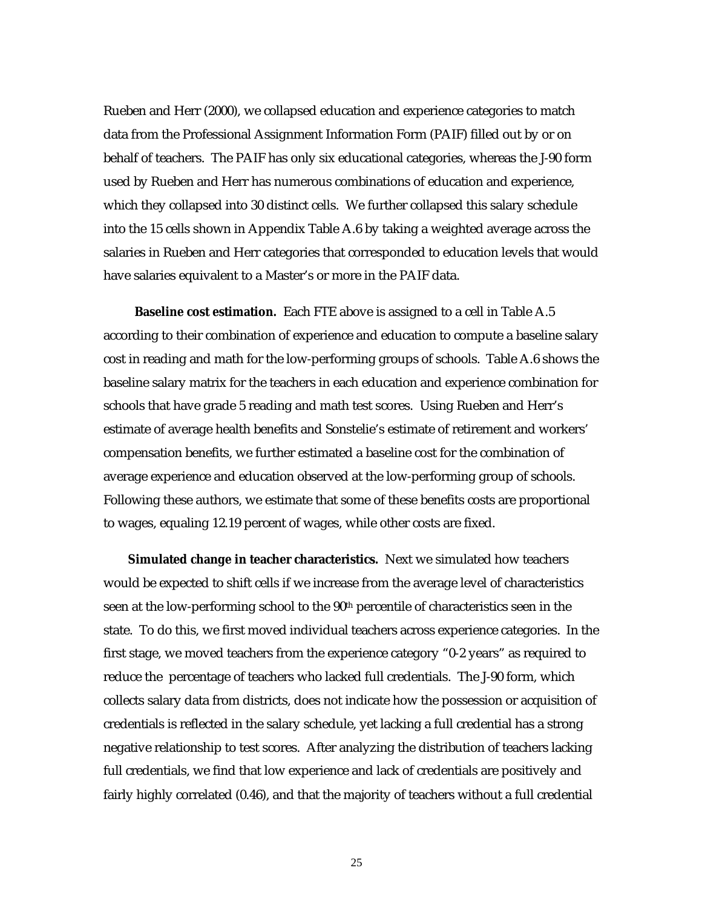Rueben and Herr (2000), we collapsed education and experience categories to match data from the Professional Assignment Information Form (PAIF) filled out by or on behalf of teachers. The PAIF has only six educational categories, whereas the J-90 form used by Rueben and Herr has numerous combinations of education and experience, which they collapsed into 30 distinct cells. We further collapsed this salary schedule into the 15 cells shown in Appendix Table A.6 by taking a weighted average across the salaries in Rueben and Herr categories that corresponded to education levels that would have salaries equivalent to a Master's or more in the PAIF data.

**Baseline cost estimation.** Each FTE above is assigned to a cell in Table A.5 according to their combination of experience and education to compute a baseline salary cost in reading and math for the low-performing groups of schools. Table A.6 shows the baseline salary matrix for the teachers in each education and experience combination for schools that have grade 5 reading and math test scores. Using Rueben and Herr's estimate of average health benefits and Sonstelie's estimate of retirement and workers' compensation benefits, we further estimated a baseline cost for the combination of average experience and education observed at the low-performing group of schools. Following these authors, we estimate that some of these benefits costs are proportional to wages, equaling 12.19 percent of wages, while other costs are fixed.

**Simulated change in teacher characteristics.** Next we simulated how teachers would be expected to shift cells if we increase from the average level of characteristics seen at the low-performing school to the 90th percentile of characteristics seen in the state. To do this, we first moved individual teachers across experience categories. In the first stage, we moved teachers from the experience category "0-2 years" as required to reduce the percentage of teachers who lacked full credentials. The J-90 form, which collects salary data from districts, does not indicate how the possession or acquisition of credentials is reflected in the salary schedule, yet lacking a full credential has a strong negative relationship to test scores. After analyzing the distribution of teachers lacking full credentials, we find that low experience and lack of credentials are positively and fairly highly correlated (0.46), and that the majority of teachers without a full credential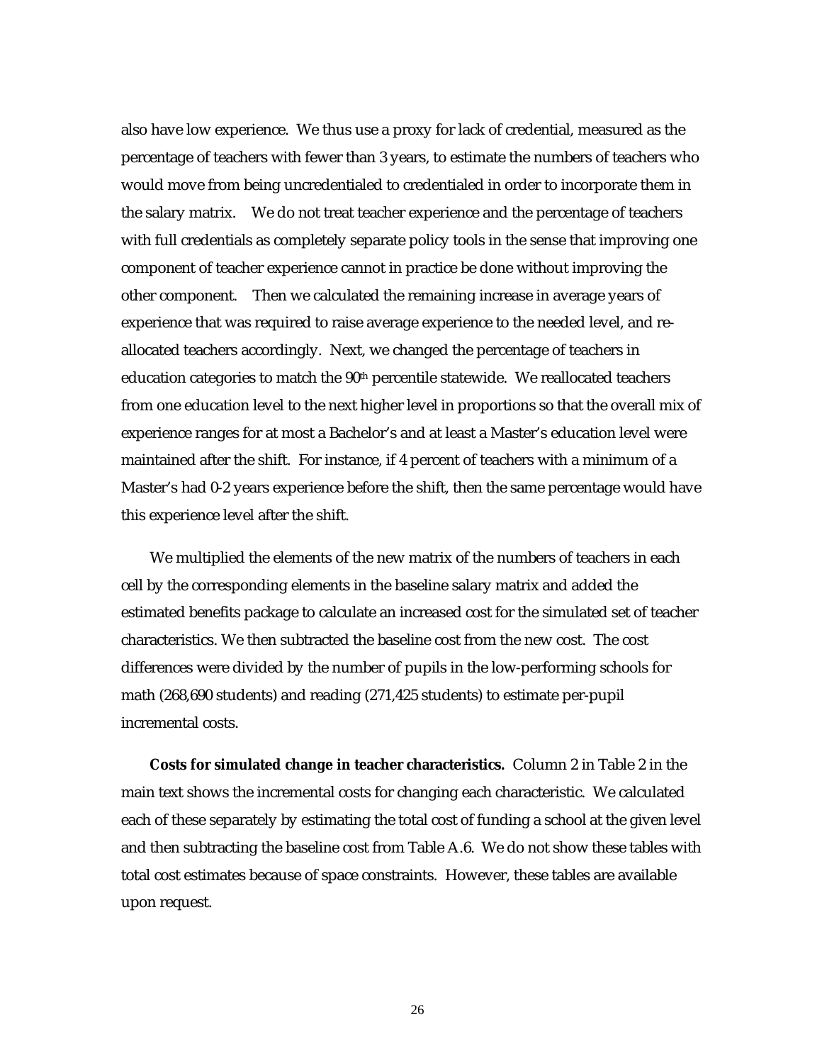also have low experience. We thus use a proxy for lack of credential, measured as the percentage of teachers with fewer than 3 years, to estimate the numbers of teachers who would move from being uncredentialed to credentialed in order to incorporate them in the salary matrix. We do not treat teacher experience and the percentage of teachers with full credentials as completely separate policy tools in the sense that improving one component of teacher experience cannot in practice be done without improving the other component. Then we calculated the remaining increase in average years of experience that was required to raise average experience to the needed level, and re-allocated teachers accordingly. Next, we changed the percentage of teachers in education categories to match the 90th percentile statewide. We reallocated teachers from one education level to the next higher level in proportions so that the overall mix of experience ranges for at most a Bachelor's and at least a Master's education level were maintained after the shift. For instance, if 4 percent of teachers with a minimum of a Master's had 0-2 years experience before the shift, then the same percentage would have this experience level after the shift.

We multiplied the elements of the new matrix of the numbers of teachers in each cell by the corresponding elements in the baseline salary matrix and added the estimated benefits package to calculate an increased cost for the simulated set of teacher characteristics. We then subtracted the baseline cost from the new cost. The cost differences were divided by the number of pupils in the low-performing schools for math (268,690 students) and reading (271,425 students) to estimate per-pupil incremental costs.

**Costs for simulated change in teacher characteristics.** Column 2 in Table 2 in the main text shows the incremental costs for changing each characteristic. We calculated each of these separately by estimating the total cost of funding a school at the given level and then subtracting the baseline cost from Table A.6. We do not show these tables with total cost estimates because of space constraints. However, these tables are available upon request.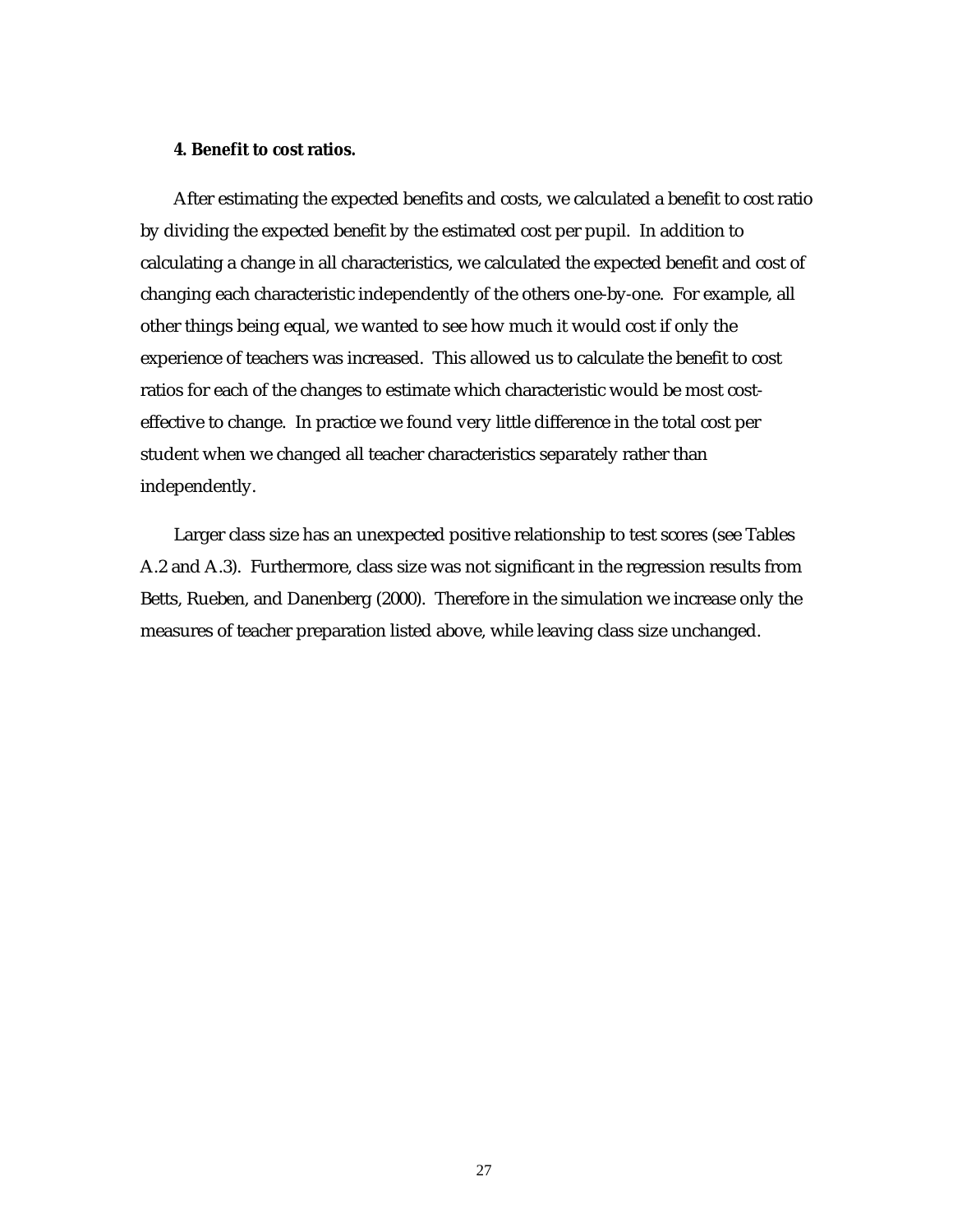**4. Benefit to cost ratios.**

After estimating the expected benefits and costs, we calculated a benefit to cost ratio by dividing the expected benefit by the estimated cost per pupil. In addition to calculating a change in all characteristics, we calculated the expected benefit and cost of changing each characteristic independently of the others one-by-one. For example, all other things being equal, we wanted to see how much it would cost if only the experience of teachers was increased. This allowed us to calculate the benefit to cost ratios for each of the changes to estimate which characteristic would be most cost-effective to change. In practice we found very little difference in the total cost per student when we changed all teacher characteristics separately rather than independently.

Larger class size has an unexpected positive relationship to test scores (see Tables A.2 and A.3). Furthermore, class size was not significant in the regression results from Betts, Rueben, and Danenberg (2000). Therefore in the simulation we increase only the measures of teacher preparation listed above, while leaving class size unchanged.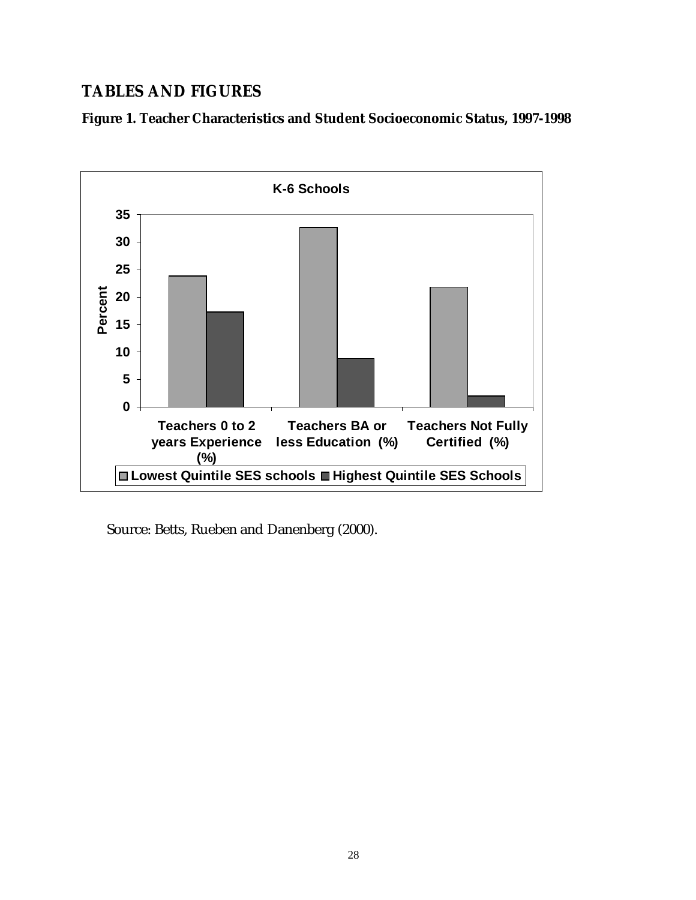# TABLES AND FIGURES

**Figure 1. Teacher Characteristics and Student Socioeconomic Status, 1997-1998**

Source: Betts, Rueben and Danenberg (2000).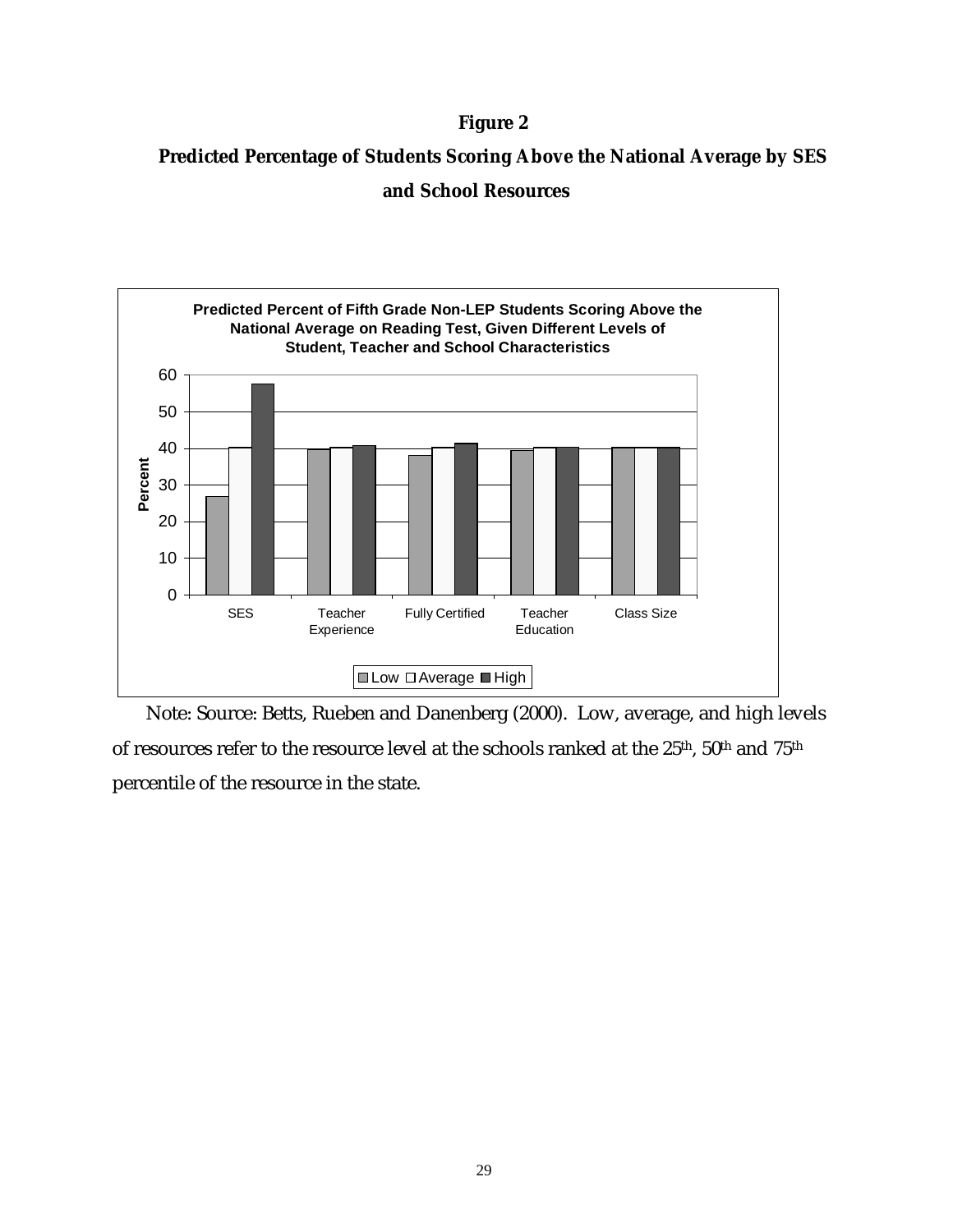**Figure 2**

**Predicted Percentage of Students Scoring Above the National Average by SES and School Resources**

**Predicted Percent of Fifth Grade Non-LEP Students Scoring Above the National Average on Reading Test, Given Different Levels of Student, Teacher and School Characteristics**

Note: Source: Betts, Rueben and Danenberg (2000). Low, average, and high levels of resources refer to the resource level at the schools ranked at the 25th, 50th and 75th percentile of the resource in the state.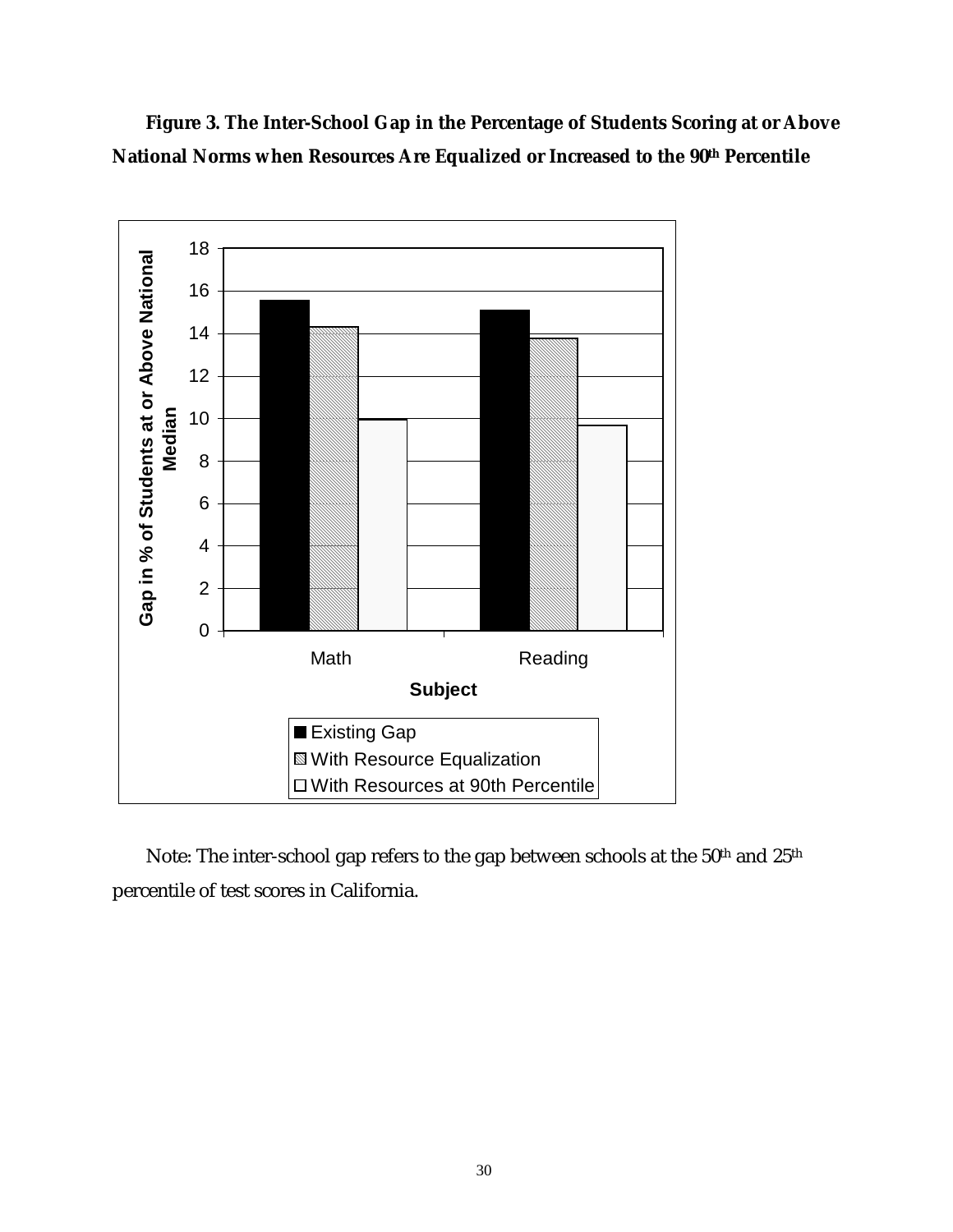**Figure 3. The Inter-School Gap in the Percentage of Students Scoring at or Above National Norms when Resources Are Equalized or Increased to the 90th Percentile**

Note: The inter-school gap refers to the gap between schools at the 50th and 25th percentile of test scores in California.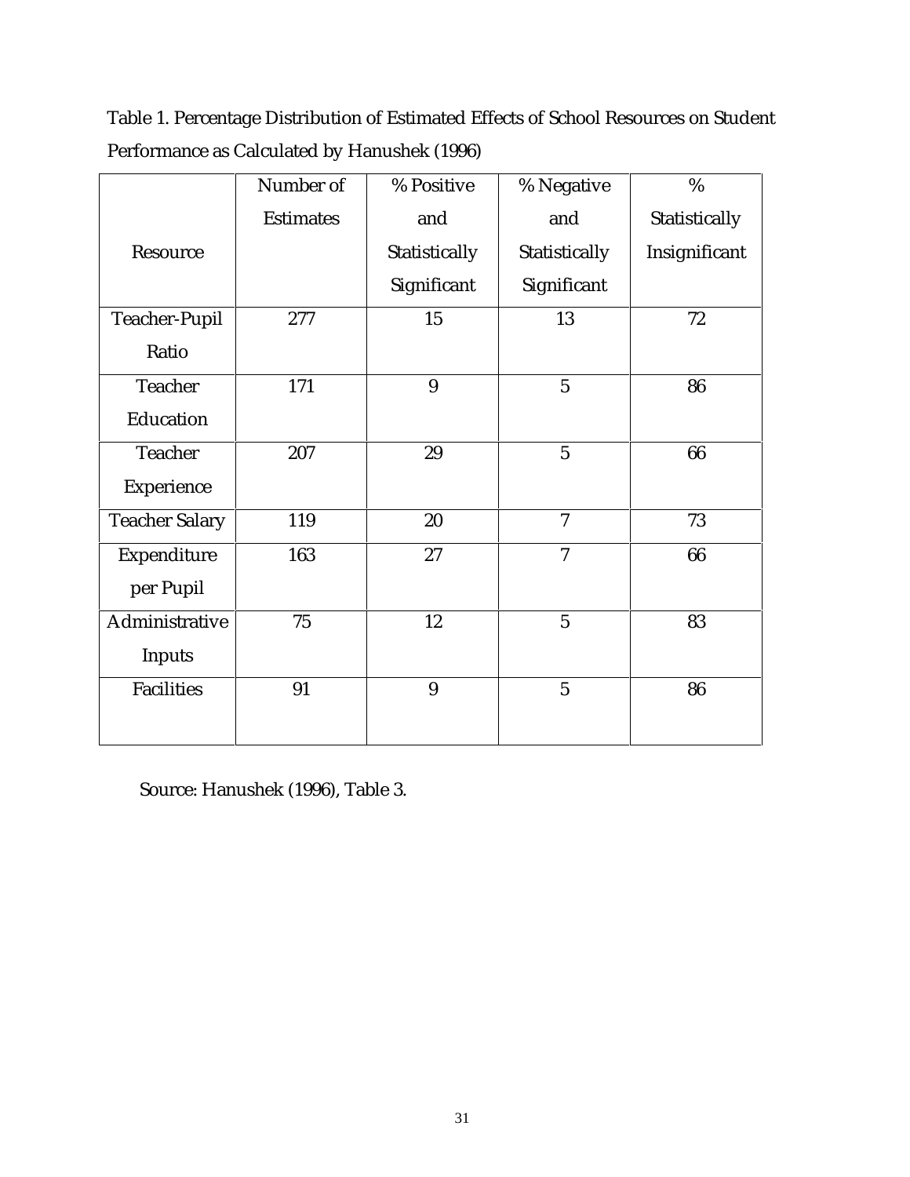Table 1. Percentage Distribution of Estimated Effects of School Resources on Student Performance as Calculated by Hanushek (1996)

| Resource | Number of Estimates | % Positive and Statistically Significant | % Negative and Statistically Significant | % Statistically Insignificant |
|---|---|---|---|---|
| Teacher-Pupil Ratio | 277 | 15 | 13 | 72 |
| Teacher Education | 171 | 9 | 5 | 86 |
| Teacher Experience | 207 | 29 | 5 | 66 |
| Teacher Salary | 119 | 20 | 7 | 73 |
| Expenditure per Pupil | 163 | 27 | 7 | 66 |
| Administrative Inputs | 75 | 12 | 5 | 83 |
| Facilities | 91 | 9 | 5 | 86 |

Source: Hanushek (1996), Table 3.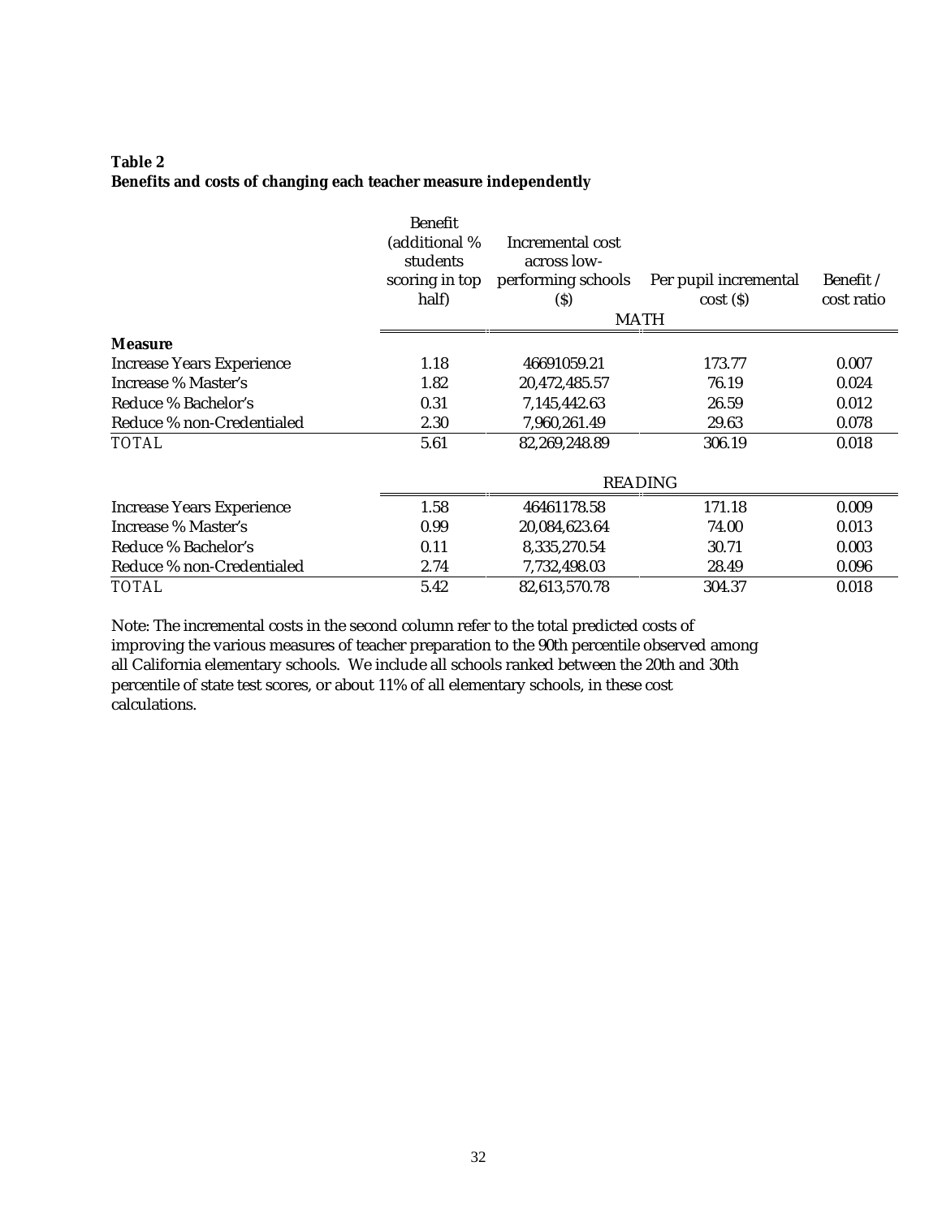**Table 2**
**Benefits and costs of changing each teacher measure independently**

| Measure | Benefit (additional % students scoring in top half) | Incremental cost across low-performing schools ($) | Per pupil incremental cost ($) | Benefit / cost ratio |
|---|---|---|---|---|
| | | MATH | | |
| Increase Years Experience | 1.18 | 46691059.21 | 173.77 | 0.007 |
| Increase % Master's | 1.82 | 20,472,485.57 | 76.19 | 0.024 |
| Reduce % Bachelor's | 0.31 | 7,145,442.63 | 26.59 | 0.012 |
| Reduce % non-Credentialed | 2.30 | 7,960,261.49 | 29.63 | 0.078 |
| TOTAL | 5.61 | 82,269,248.89 | 306.19 | 0.018 |
| | | READING | | |
| Increase Years Experience | 1.58 | 46461178.58 | 171.18 | 0.009 |
| Increase % Master's | 0.99 | 20,084,623.64 | 74.00 | 0.013 |
| Reduce % Bachelor's | 0.11 | 8,335,270.54 | 30.71 | 0.003 |
| Reduce % non-Credentialed | 2.74 | 7,732,498.03 | 28.49 | 0.096 |
| TOTAL | 5.42 | 82,613,570.78 | 304.37 | 0.018 |

Note: The incremental costs in the second column refer to the total predicted costs of improving the various measures of teacher preparation to the 90th percentile observed among all California elementary schools. We include all schools ranked between the 20th and 30th percentile of state test scores, or about 11% of all elementary schools, in these cost calculations.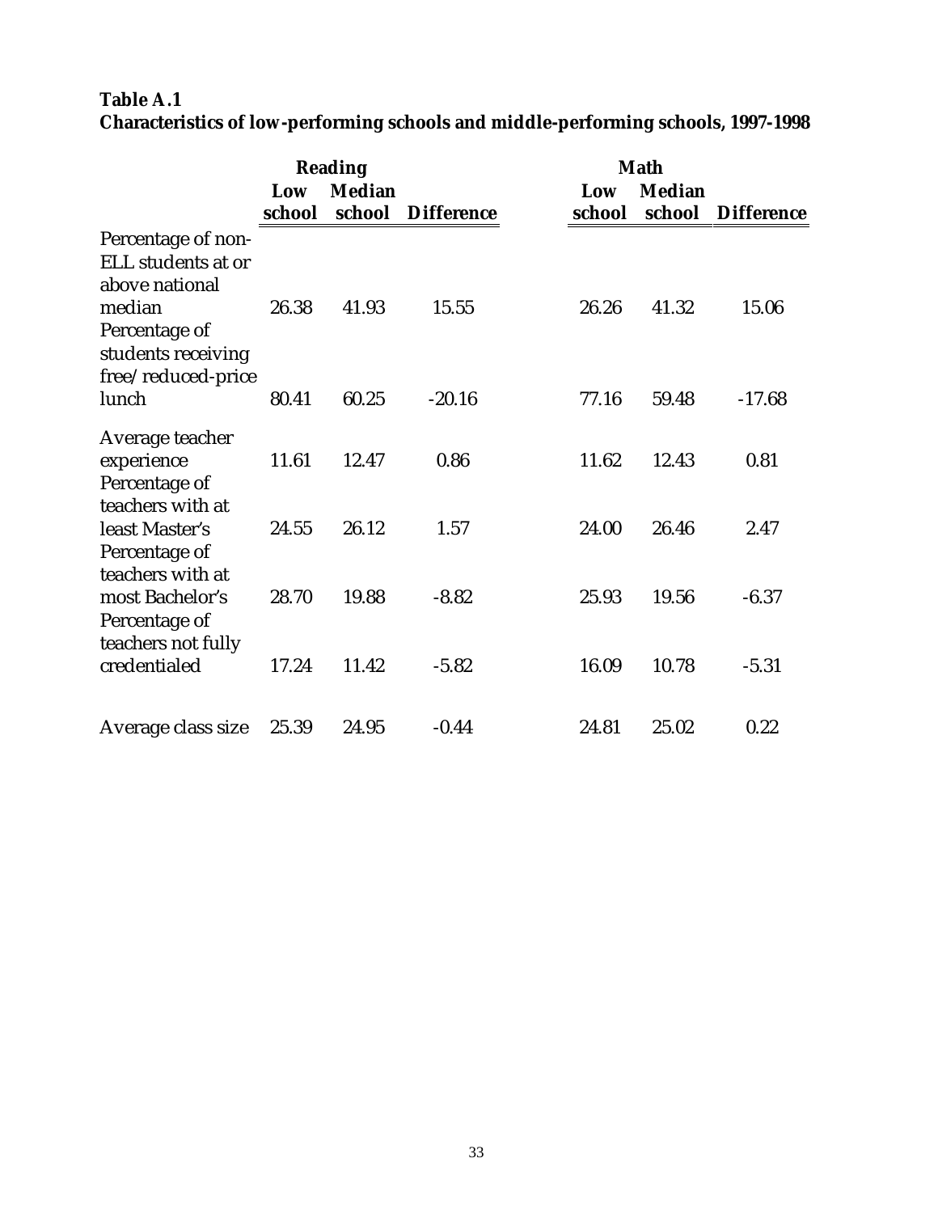**Table A.1**
**Characteristics of low-performing schools and middle-performing schools, 1997-1998**

| | Reading | | | Math | | |
|---|---|---|---|---|---|---|
| | Low school | Median school | Difference | Low school | Median school | Difference |
| Percentage of non-ELL students at or above national median | 26.38 | 41.93 | 15.55 | 26.26 | 41.32 | 15.06 |
| Percentage of students receiving free/reduced-price lunch | 80.41 | 60.25 | -20.16 | 77.16 | 59.48 | -17.68 |
| Average teacher experience | 11.61 | 12.47 | 0.86 | 11.62 | 12.43 | 0.81 |
| Percentage of teachers with at least Master's | 24.55 | 26.12 | 1.57 | 24.00 | 26.46 | 2.47 |
| Percentage of teachers with at most Bachelor's | 28.70 | 19.88 | -8.82 | 25.93 | 19.56 | -6.37 |
| Percentage of teachers not fully credentialed | 17.24 | 11.42 | -5.82 | 16.09 | 10.78 | -5.31 |
| Average class size | 25.39 | 24.95 | -0.44 | 24.81 | 25.02 | 0.22 |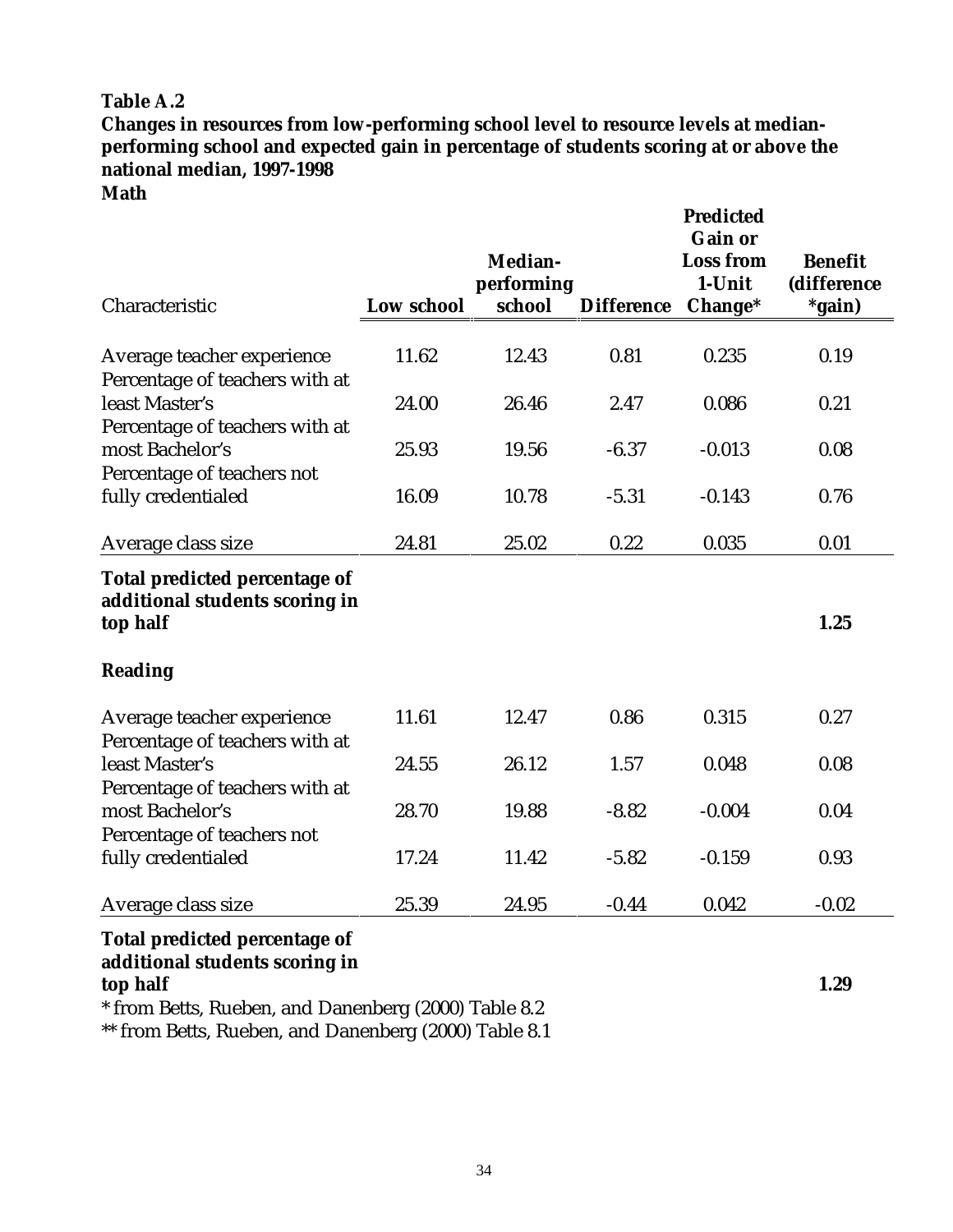**Table A.2**
**Changes in resources from low-performing school level to resource levels at median-performing school and expected gain in percentage of students scoring at or above the national median, 1997-1998**
**Math**

| Characteristic | Low school | Median-performing school | Difference | Predicted Gain or Loss from 1-Unit Change* | Benefit (difference *gain) |
|---|---|---|---|---|---|
| Average teacher experience | 11.62 | 12.43 | 0.81 | 0.235 | 0.19 |
| Percentage of teachers with at least Master's | 24.00 | 26.46 | 2.47 | 0.086 | 0.21 |
| Percentage of teachers with at most Bachelor's | 25.93 | 19.56 | -6.37 | -0.013 | 0.08 |
| Percentage of teachers not fully credentialed | 16.09 | 10.78 | -5.31 | -0.143 | 0.76 |
| Average class size | 24.81 | 25.02 | 0.22 | 0.035 | 0.01 |
| **Total predicted percentage of additional students scoring in top half** | | | | | **1.25** |
| **Reading** | | | | | |
| Average teacher experience | 11.61 | 12.47 | 0.86 | 0.315 | 0.27 |
| Percentage of teachers with at least Master's | 24.55 | 26.12 | 1.57 | 0.048 | 0.08 |
| Percentage of teachers with at most Bachelor's | 28.70 | 19.88 | -8.82 | -0.004 | 0.04 |
| Percentage of teachers not fully credentialed | 17.24 | 11.42 | -5.82 | -0.159 | 0.93 |
| Average class size | 25.39 | 24.95 | -0.44 | 0.042 | -0.02 |
| **Total predicted percentage of additional students scoring in top half** | | | | | **1.29** |

* from Betts, Rueben, and Danenberg (2000) Table 8.2
** from Betts, Rueben, and Danenberg (2000) Table 8.1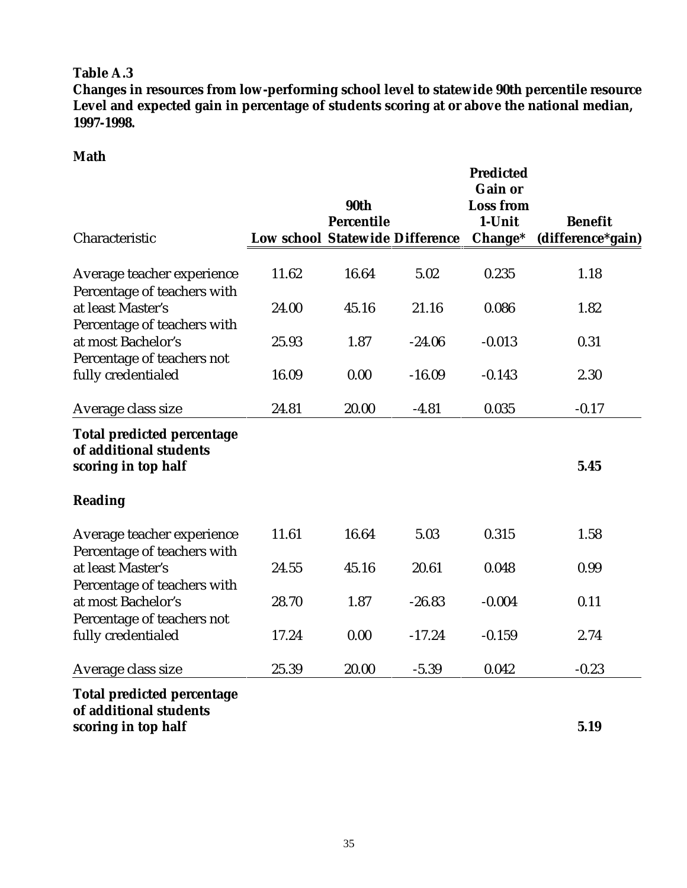**Table A.3**
**Changes in resources from low-performing school level to statewide 90th percentile resource Level and expected gain in percentage of students scoring at or above the national median, 1997-1998.**

**Math**

| Characteristic | Low school | 90th Percentile Statewide | Difference | Predicted Gain or Loss from 1-Unit Change* | Benefit (difference*gain) |
|---|---|---|---|---|---|
| Average teacher experience | 11.62 | 16.64 | 5.02 | 0.235 | 1.18 |
| Percentage of teachers with at least Master's | 24.00 | 45.16 | 21.16 | 0.086 | 1.82 |
| Percentage of teachers with at most Bachelor's | 25.93 | 1.87 | -24.06 | -0.013 | 0.31 |
| Percentage of teachers not fully credentialed | 16.09 | 0.00 | -16.09 | -0.143 | 2.30 |
| Average class size | 24.81 | 20.00 | -4.81 | 0.035 | -0.17 |
| **Total predicted percentage of additional students scoring in top half** | | | | | **5.45** |

**Reading**

| Characteristic | Low school | 90th Percentile Statewide | Difference | Predicted Gain or Loss from 1-Unit Change* | Benefit (difference*gain) |
|---|---|---|---|---|---|
| Average teacher experience | 11.61 | 16.64 | 5.03 | 0.315 | 1.58 |
| Percentage of teachers with at least Master's | 24.55 | 45.16 | 20.61 | 0.048 | 0.99 |
| Percentage of teachers with at most Bachelor's | 28.70 | 1.87 | -26.83 | -0.004 | 0.11 |
| Percentage of teachers not fully credentialed | 17.24 | 0.00 | -17.24 | -0.159 | 2.74 |
| Average class size | 25.39 | 20.00 | -5.39 | 0.042 | -0.23 |
| **Total predicted percentage of additional students scoring in top half** | | | | | **5.19** |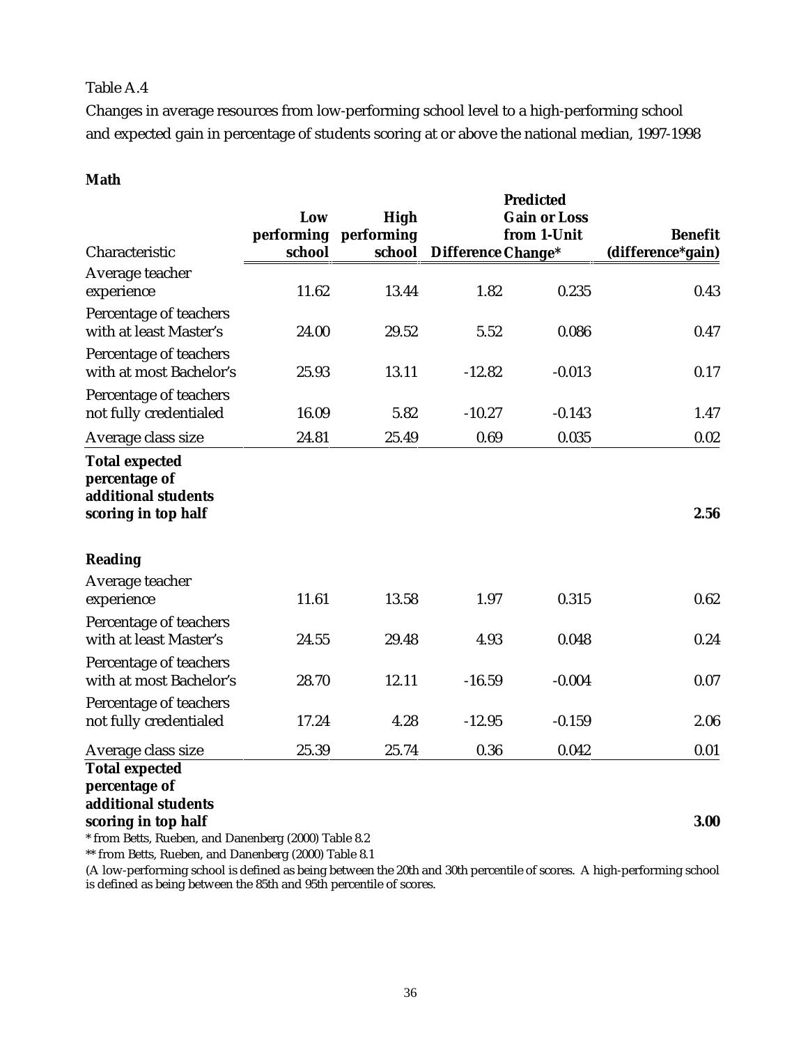Table A.4

Changes in average resources from low-performing school level to a high-performing school and expected gain in percentage of students scoring at or above the national median, 1997-1998

**Math**

| Characteristic | Low performing school | High performing school | Difference | Predicted Gain or Loss from 1-Unit Change* | Benefit (difference*gain) |
|---|---|---|---|---|---|
| Average teacher experience | 11.62 | 13.44 | 1.82 | 0.235 | 0.43 |
| Percentage of teachers with at least Master's | 24.00 | 29.52 | 5.52 | 0.086 | 0.47 |
| Percentage of teachers with at most Bachelor's | 25.93 | 13.11 | -12.82 | -0.013 | 0.17 |
| Percentage of teachers not fully credentialed | 16.09 | 5.82 | -10.27 | -0.143 | 1.47 |
| Average class size | 24.81 | 25.49 | 0.69 | 0.035 | 0.02 |
| **Total expected percentage of additional students scoring in top half** | | | | | **2.56** |
| **Reading** | | | | | |
| Average teacher experience | 11.61 | 13.58 | 1.97 | 0.315 | 0.62 |
| Percentage of teachers with at least Master's | 24.55 | 29.48 | 4.93 | 0.048 | 0.24 |
| Percentage of teachers with at most Bachelor's | 28.70 | 12.11 | -16.59 | -0.004 | 0.07 |
| Percentage of teachers not fully credentialed | 17.24 | 4.28 | -12.95 | -0.159 | 2.06 |
| Average class size | 25.39 | 25.74 | 0.36 | 0.042 | 0.01 |
| **Total expected percentage of additional students scoring in top half** | | | | | **3.00** |

* from Betts, Rueben, and Danenberg (2000) Table 8.2

** from Betts, Rueben, and Danenberg (2000) Table 8.1

(A low-performing school is defined as being between the 20th and 30th percentile of scores. A high-performing school is defined as being between the 85th and 95th percentile of scores.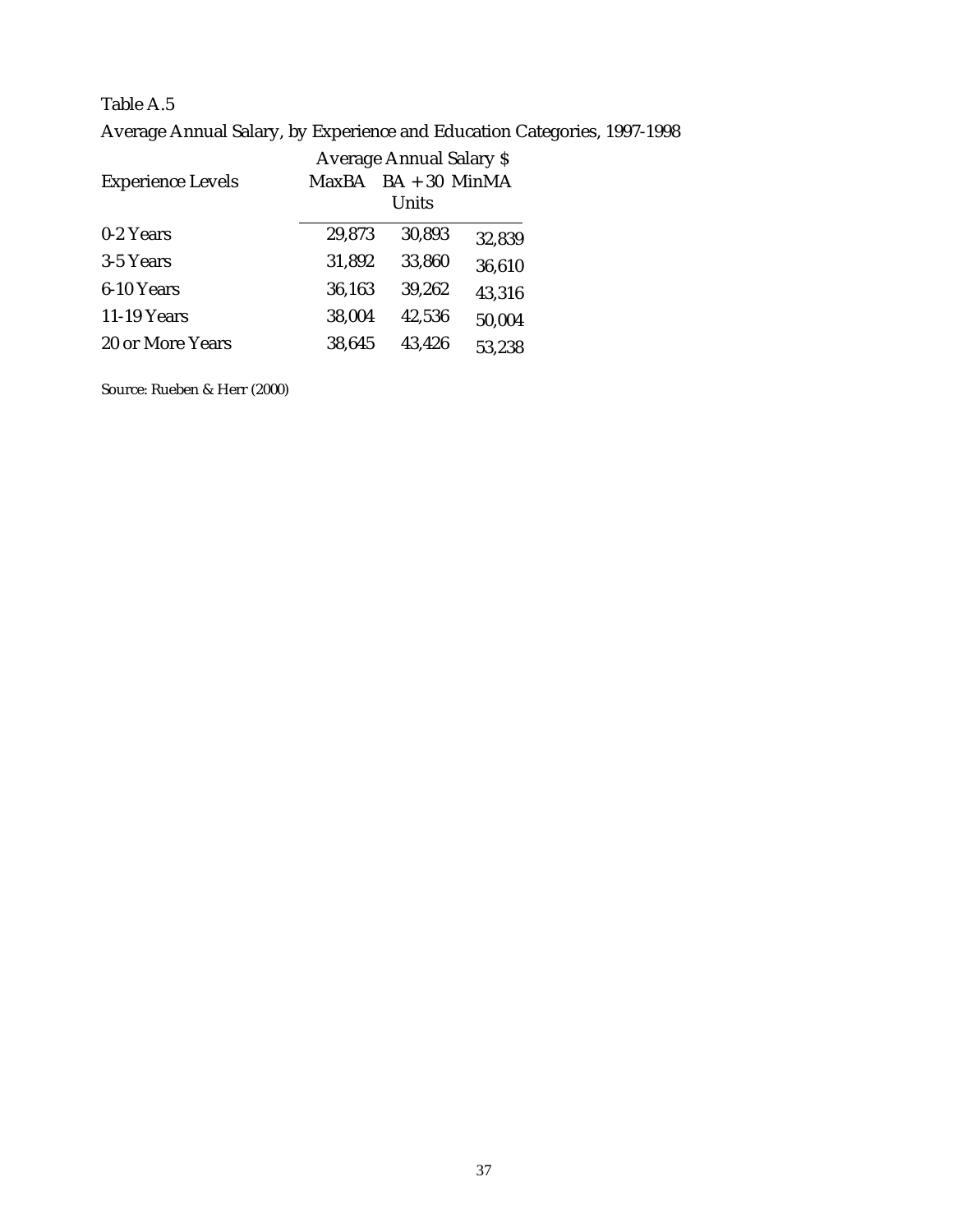Table A.5

Average Annual Salary, by Experience and Education Categories, 1997-1998

| Experience Levels | Average Annual Salary $ | | |
|---|---|---|---|
| | MaxBA | BA + 30 Units | MinMA |
| 0-2 Years | 29,873 | 30,893 | 32,839 |
| 3-5 Years | 31,892 | 33,860 | 36,610 |
| 6-10 Years | 36,163 | 39,262 | 43,316 |
| 11-19 Years | 38,004 | 42,536 | 50,004 |
| 20 or More Years | 38,645 | 43,426 | 53,238 |

Source: Rueben & Herr (2000)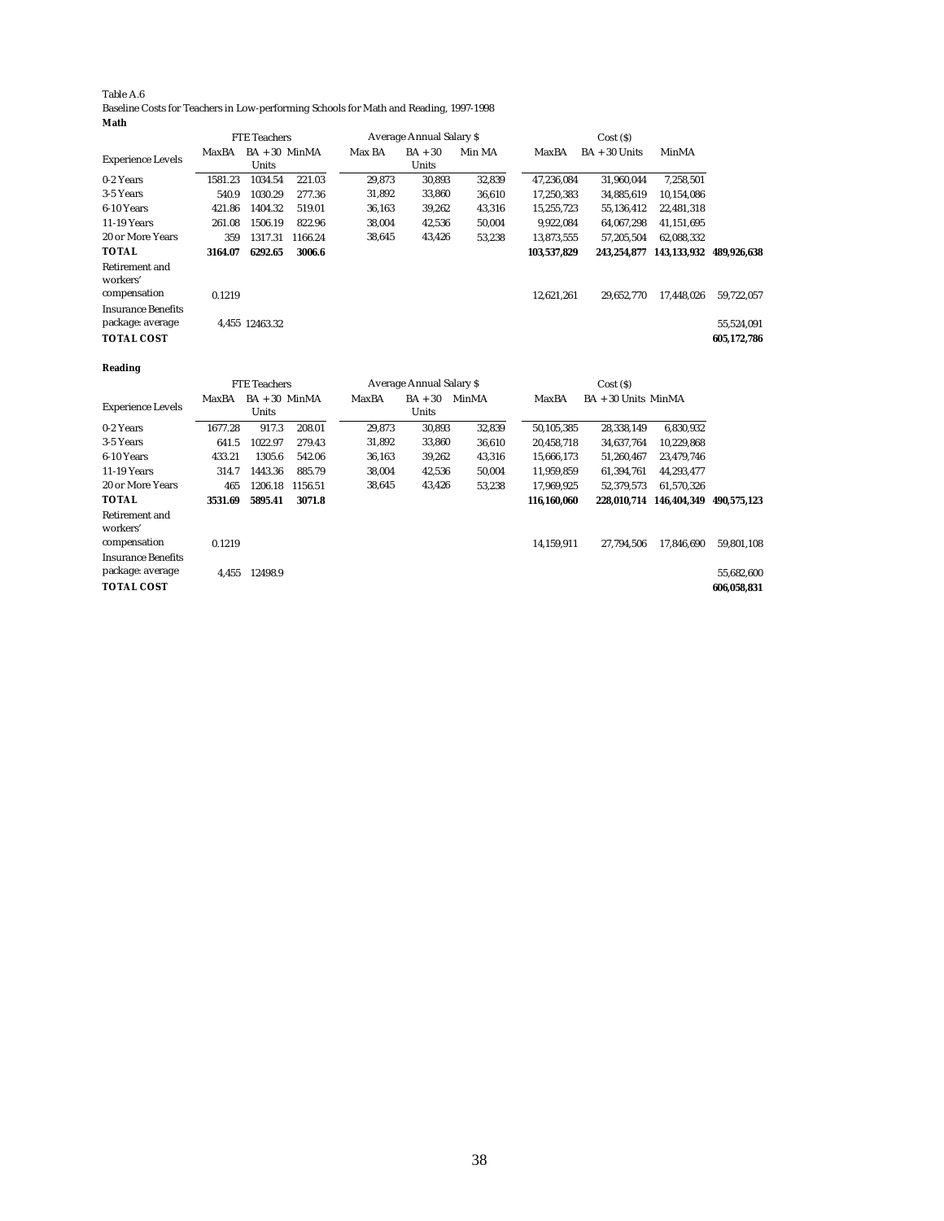Table A.6

Baseline Costs for Teachers in Low-performing Schools for Math and Reading, 1997-1998

**Math**

| Experience Levels | FTE Teachers | | | Average Annual Salary $ | | | Cost ($) | | | |
|---|---|---|---|---|---|---|---|---|---|---|
| | MaxBA | BA + 30 Units | MinMA | Max BA | BA + 30 Units | Min MA | MaxBA | BA + 30 Units | MinMA | |
| 0-2 Years | 1581.23 | 1034.54 | 221.03 | 29,873 | 30,893 | 32,839 | 47,236,084 | 31,960,044 | 7,258,501 | |
| 3-5 Years | 540.9 | 1030.29 | 277.36 | 31,892 | 33,860 | 36,610 | 17,250,383 | 34,885,619 | 10,154,086 | |
| 6-10 Years | 421.86 | 1404.32 | 519.01 | 36,163 | 39,262 | 43,316 | 15,255,723 | 55,136,412 | 22,481,318 | |
| 11-19 Years | 261.08 | 1506.19 | 822.96 | 38,004 | 42,536 | 50,004 | 9,922,084 | 64,067,298 | 41,151,695 | |
| 20 or More Years | 359 | 1317.31 | 1166.24 | 38,645 | 43,426 | 53,238 | 13,873,555 | 57,205,504 | 62,088,332 | |
| **TOTAL** | **3164.07** | **6292.65** | **3006.6** | | | | **103,537,829** | **243,254,877** | **143,133,932** | **489,926,638** |
| Retirement and workers' compensation | 0.1219 | | | | | | 12,621,261 | 29,652,770 | 17,448,026 | 59,722,057 |
| Insurance Benefits package: average | 4,455 | 12463.32 | | | | | | | | 55,524,091 |
| **TOTAL COST** | | | | | | | | | | **605,172,786** |

**Reading**

| Experience Levels | FTE Teachers | | | Average Annual Salary $ | | | Cost ($) | | | |
|---|---|---|---|---|---|---|---|---|---|---|
| | MaxBA | BA + 30 Units | MinMA | MaxBA | BA + 30 Units | MinMA | MaxBA | BA + 30 Units | MinMA | |
| 0-2 Years | 1677.28 | 917.3 | 208.01 | 29,873 | 30,893 | 32,839 | 50,105,385 | 28,338,149 | 6,830,932 | |
| 3-5 Years | 641.5 | 1022.97 | 279.43 | 31,892 | 33,860 | 36,610 | 20,458,718 | 34,637,764 | 10,229,868 | |
| 6-10 Years | 433.21 | 1305.6 | 542.06 | 36,163 | 39,262 | 43,316 | 15,666,173 | 51,260,467 | 23,479,746 | |
| 11-19 Years | 314.7 | 1443.36 | 885.79 | 38,004 | 42,536 | 50,004 | 11,959,859 | 61,394,761 | 44,293,477 | |
| 20 or More Years | 465 | 1206.18 | 1156.51 | 38,645 | 43,426 | 53,238 | 17,969,925 | 52,379,573 | 61,570,326 | |
| **TOTAL** | **3531.69** | **5895.41** | **3071.8** | | | | **116,160,060** | **228,010,714** | **146,404,349** | **490,575,123** |
| Retirement and workers' compensation | 0.1219 | | | | | | 14,159,911 | 27,794,506 | 17,846,690 | 59,801,108 |
| Insurance Benefits package: average | 4,455 | 12498.9 | | | | | | | | 55,682,600 |
| **TOTAL COST** | | | | | | | | | | **606,058,831** |